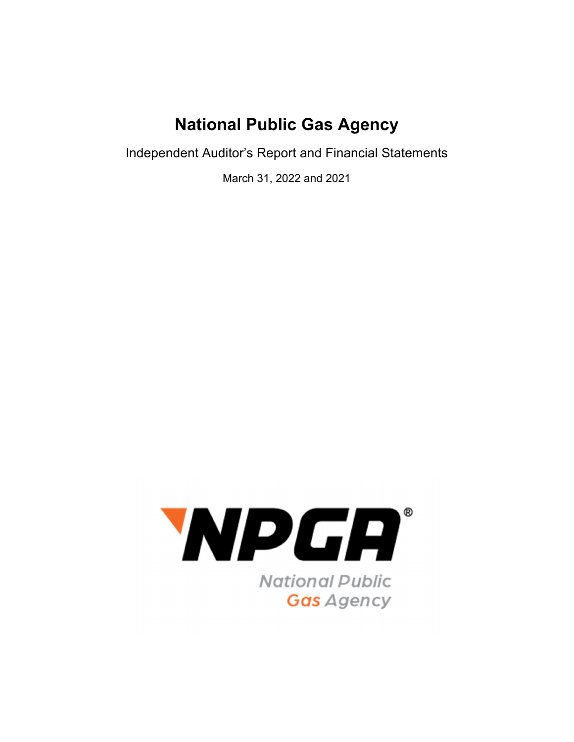# National Public Gas Agency

Independent Auditor's Report and Financial Statements

March 31, 2022 and 2021

NPGA®

National Public
Gas Agency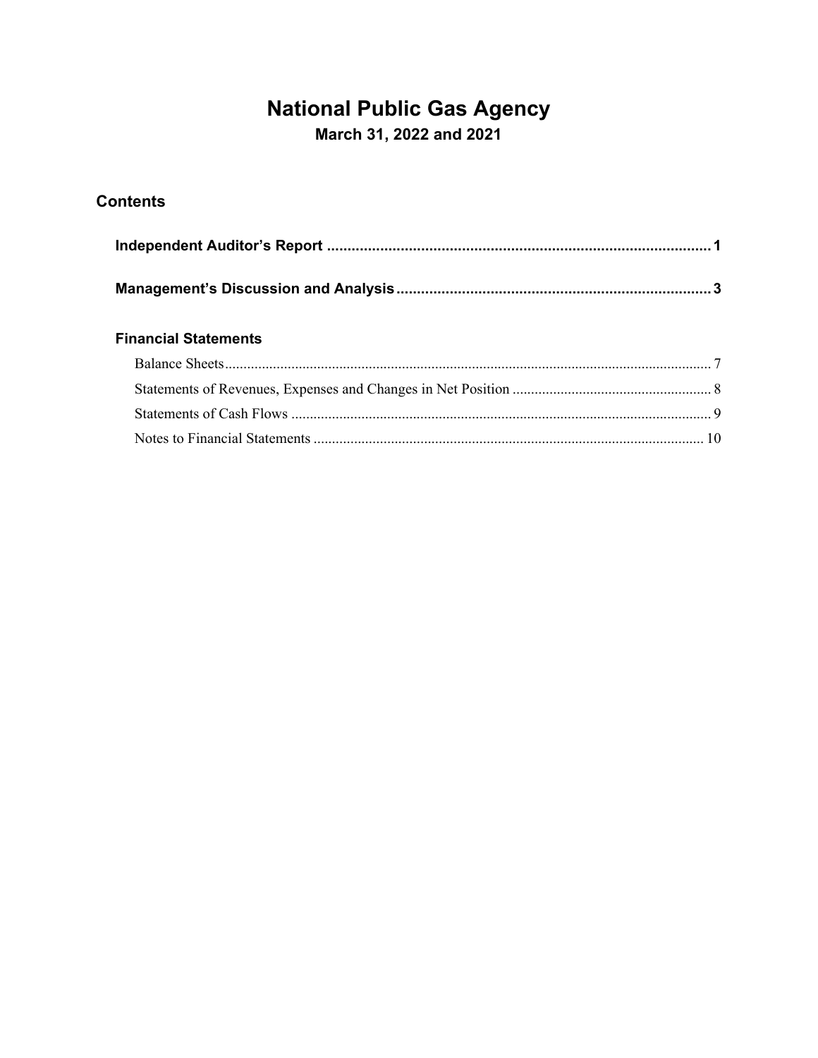# National Public Gas Agency

## March 31, 2022 and 2021

## Contents

**Independent Auditor's Report** .................................................................................................. **1**

**Management's Discussion and Analysis** .................................................................................. **3**

### Financial Statements

Balance Sheets ........................................................................................................................ 7

Statements of Revenues, Expenses and Changes in Net Position ........................................... 8

Statements of Cash Flows ...................................................................................................... 9

Notes to Financial Statements ............................................................................................... 10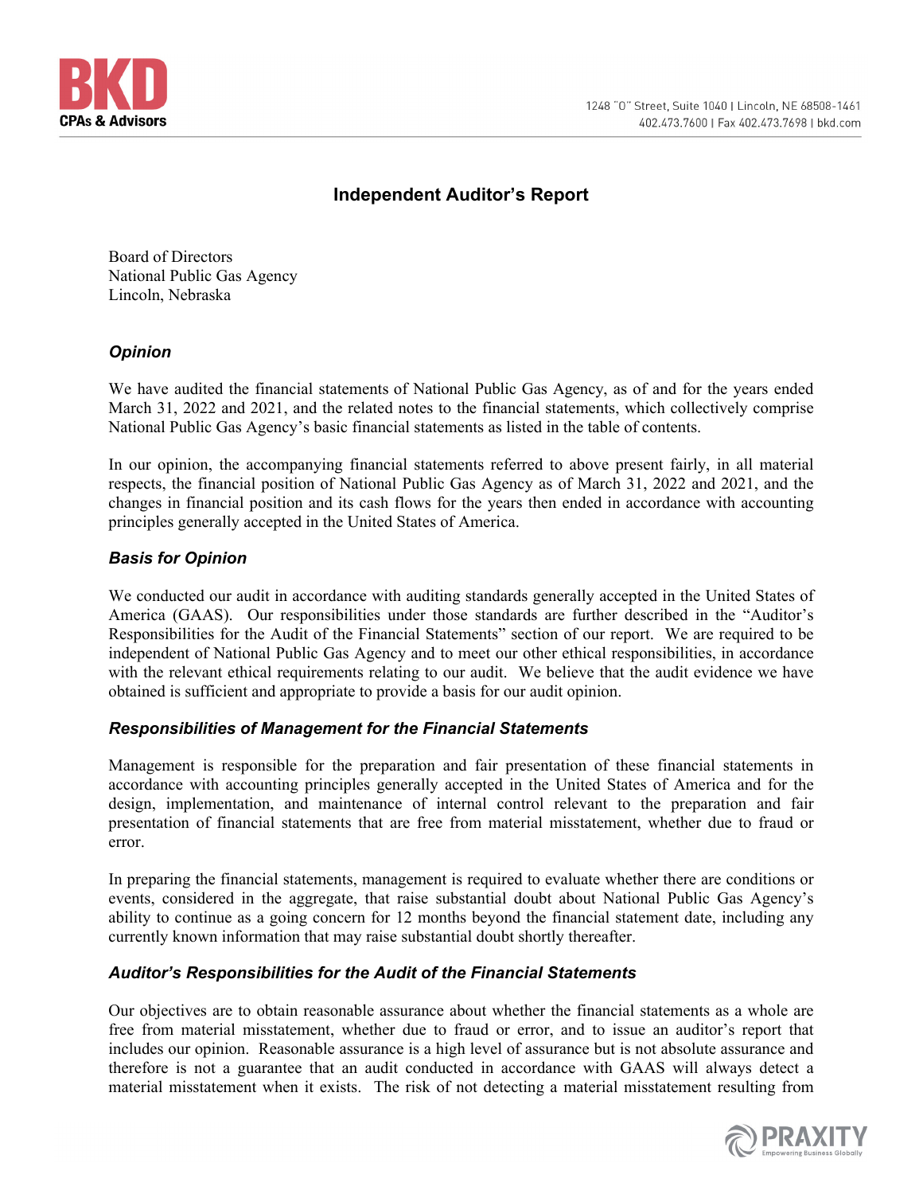# Independent Auditor's Report

Board of Directors
National Public Gas Agency
Lincoln, Nebraska

### *Opinion*

We have audited the financial statements of National Public Gas Agency, as of and for the years ended March 31, 2022 and 2021, and the related notes to the financial statements, which collectively comprise National Public Gas Agency's basic financial statements as listed in the table of contents.

In our opinion, the accompanying financial statements referred to above present fairly, in all material respects, the financial position of National Public Gas Agency as of March 31, 2022 and 2021, and the changes in financial position and its cash flows for the years then ended in accordance with accounting principles generally accepted in the United States of America.

### *Basis for Opinion*

We conducted our audit in accordance with auditing standards generally accepted in the United States of America (GAAS). Our responsibilities under those standards are further described in the "Auditor's Responsibilities for the Audit of the Financial Statements" section of our report. We are required to be independent of National Public Gas Agency and to meet our other ethical responsibilities, in accordance with the relevant ethical requirements relating to our audit. We believe that the audit evidence we have obtained is sufficient and appropriate to provide a basis for our audit opinion.

### *Responsibilities of Management for the Financial Statements*

Management is responsible for the preparation and fair presentation of these financial statements in accordance with accounting principles generally accepted in the United States of America and for the design, implementation, and maintenance of internal control relevant to the preparation and fair presentation of financial statements that are free from material misstatement, whether due to fraud or error.

In preparing the financial statements, management is required to evaluate whether there are conditions or events, considered in the aggregate, that raise substantial doubt about National Public Gas Agency's ability to continue as a going concern for 12 months beyond the financial statement date, including any currently known information that may raise substantial doubt shortly thereafter.

### *Auditor's Responsibilities for the Audit of the Financial Statements*

Our objectives are to obtain reasonable assurance about whether the financial statements as a whole are free from material misstatement, whether due to fraud or error, and to issue an auditor's report that includes our opinion. Reasonable assurance is a high level of assurance but is not absolute assurance and therefore is not a guarantee that an audit conducted in accordance with GAAS will always detect a material misstatement when it exists. The risk of not detecting a material misstatement resulting from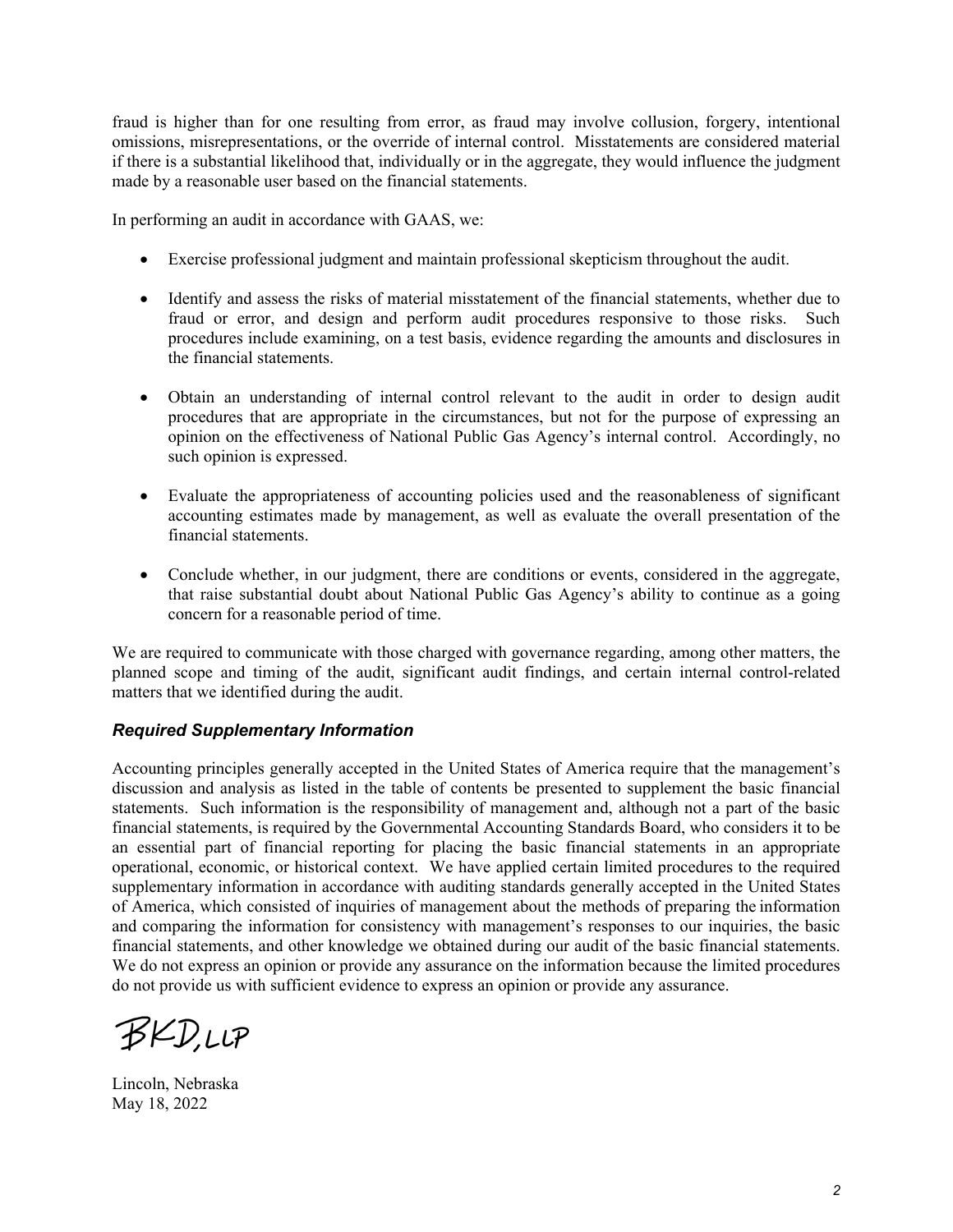fraud is higher than for one resulting from error, as fraud may involve collusion, forgery, intentional omissions, misrepresentations, or the override of internal control. Misstatements are considered material if there is a substantial likelihood that, individually or in the aggregate, they would influence the judgment made by a reasonable user based on the financial statements.

In performing an audit in accordance with GAAS, we:

- Exercise professional judgment and maintain professional skepticism throughout the audit.
- Identify and assess the risks of material misstatement of the financial statements, whether due to fraud or error, and design and perform audit procedures responsive to those risks. Such procedures include examining, on a test basis, evidence regarding the amounts and disclosures in the financial statements.
- Obtain an understanding of internal control relevant to the audit in order to design audit procedures that are appropriate in the circumstances, but not for the purpose of expressing an opinion on the effectiveness of National Public Gas Agency's internal control. Accordingly, no such opinion is expressed.
- Evaluate the appropriateness of accounting policies used and the reasonableness of significant accounting estimates made by management, as well as evaluate the overall presentation of the financial statements.
- Conclude whether, in our judgment, there are conditions or events, considered in the aggregate, that raise substantial doubt about National Public Gas Agency's ability to continue as a going concern for a reasonable period of time.

We are required to communicate with those charged with governance regarding, among other matters, the planned scope and timing of the audit, significant audit findings, and certain internal control-related matters that we identified during the audit.

### *Required Supplementary Information*

Accounting principles generally accepted in the United States of America require that the management's discussion and analysis as listed in the table of contents be presented to supplement the basic financial statements. Such information is the responsibility of management and, although not a part of the basic financial statements, is required by the Governmental Accounting Standards Board, who considers it to be an essential part of financial reporting for placing the basic financial statements in an appropriate operational, economic, or historical context. We have applied certain limited procedures to the required supplementary information in accordance with auditing standards generally accepted in the United States of America, which consisted of inquiries of management about the methods of preparing the information and comparing the information for consistency with management's responses to our inquiries, the basic financial statements, and other knowledge we obtained during our audit of the basic financial statements. We do not express an opinion or provide any assurance on the information because the limited procedures do not provide us with sufficient evidence to express an opinion or provide any assurance.

BKD, LLP

Lincoln, Nebraska
May 18, 2022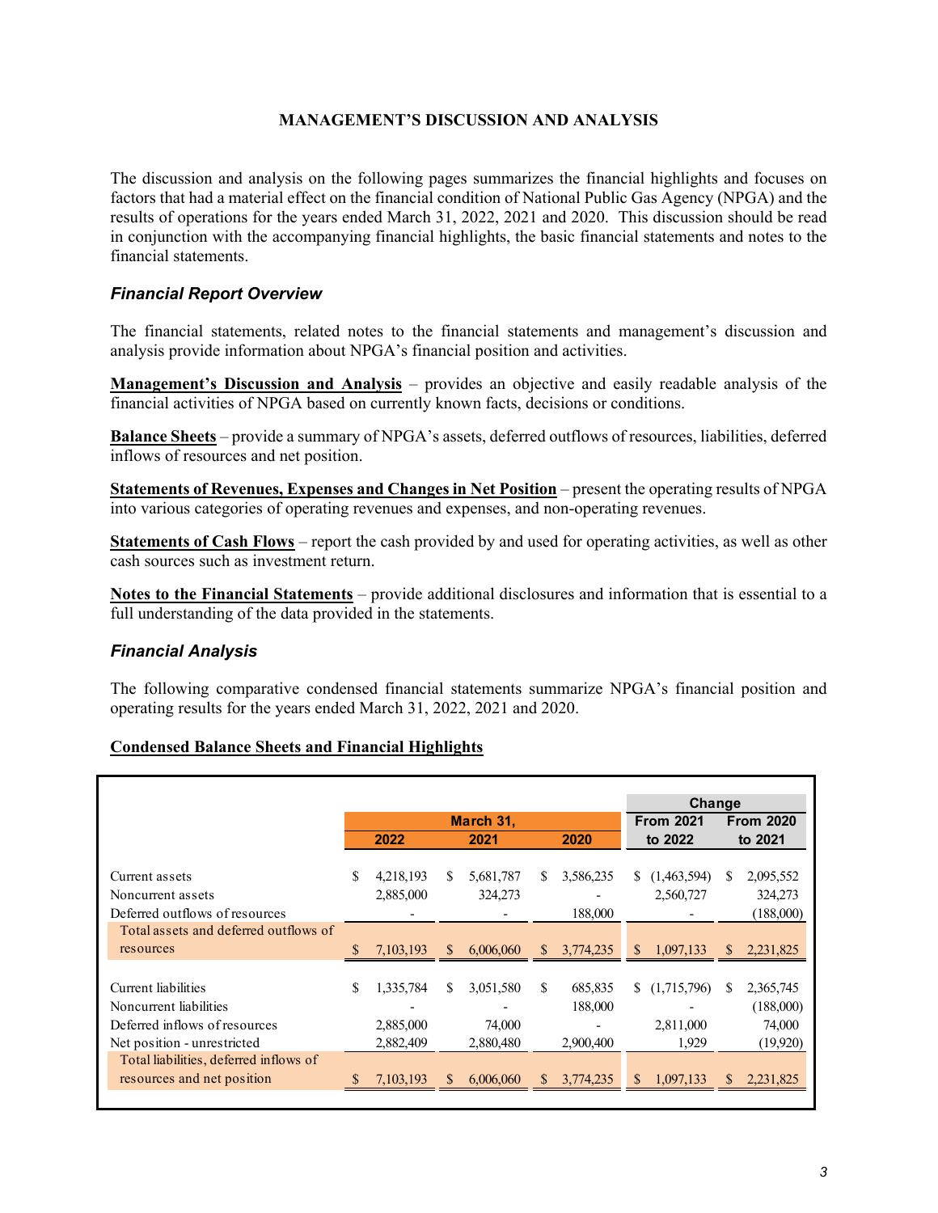# MANAGEMENT'S DISCUSSION AND ANALYSIS

The discussion and analysis on the following pages summarizes the financial highlights and focuses on factors that had a material effect on the financial condition of National Public Gas Agency (NPGA) and the results of operations for the years ended March 31, 2022, 2021 and 2020. This discussion should be read in conjunction with the accompanying financial highlights, the basic financial statements and notes to the financial statements.

## *Financial Report Overview*

The financial statements, related notes to the financial statements and management's discussion and analysis provide information about NPGA's financial position and activities.

**Management's Discussion and Analysis** – provides an objective and easily readable analysis of the financial activities of NPGA based on currently known facts, decisions or conditions.

**Balance Sheets** – provide a summary of NPGA's assets, deferred outflows of resources, liabilities, deferred inflows of resources and net position.

**Statements of Revenues, Expenses and Changes in Net Position** – present the operating results of NPGA into various categories of operating revenues and expenses, and non-operating revenues.

**Statements of Cash Flows** – report the cash provided by and used for operating activities, as well as other cash sources such as investment return.

**Notes to the Financial Statements** – provide additional disclosures and information that is essential to a full understanding of the data provided in the statements.

## *Financial Analysis*

The following comparative condensed financial statements summarize NPGA's financial position and operating results for the years ended March 31, 2022, 2021 and 2020.

**Condensed Balance Sheets and Financial Highlights**

| | March 31, | | | Change | |
|---|---|---|---|---|---|
| | 2022 | 2021 | 2020 | From 2021 to 2022 | From 2020 to 2021 |
| Current assets | $ 4,218,193 | $ 5,681,787 | $ 3,586,235 | $ (1,463,594) | $ 2,095,552 |
| Noncurrent assets | 2,885,000 | 324,273 | - | 2,560,727 | 324,273 |
| Deferred outflows of resources | - | - | 188,000 | - | (188,000) |
| Total assets and deferred outflows of resources | $ 7,103,193 | $ 6,006,060 | $ 3,774,235 | $ 1,097,133 | $ 2,231,825 |
| Current liabilities | $ 1,335,784 | $ 3,051,580 | $ 685,835 | $ (1,715,796) | $ 2,365,745 |
| Noncurrent liabilities | - | - | 188,000 | - | (188,000) |
| Deferred inflows of resources | 2,885,000 | 74,000 | - | 2,811,000 | 74,000 |
| Net position - unrestricted | 2,882,409 | 2,880,480 | 2,900,400 | 1,929 | (19,920) |
| Total liabilities, deferred inflows of resources and net position | $ 7,103,193 | $ 6,006,060 | $ 3,774,235 | $ 1,097,133 | $ 2,231,825 |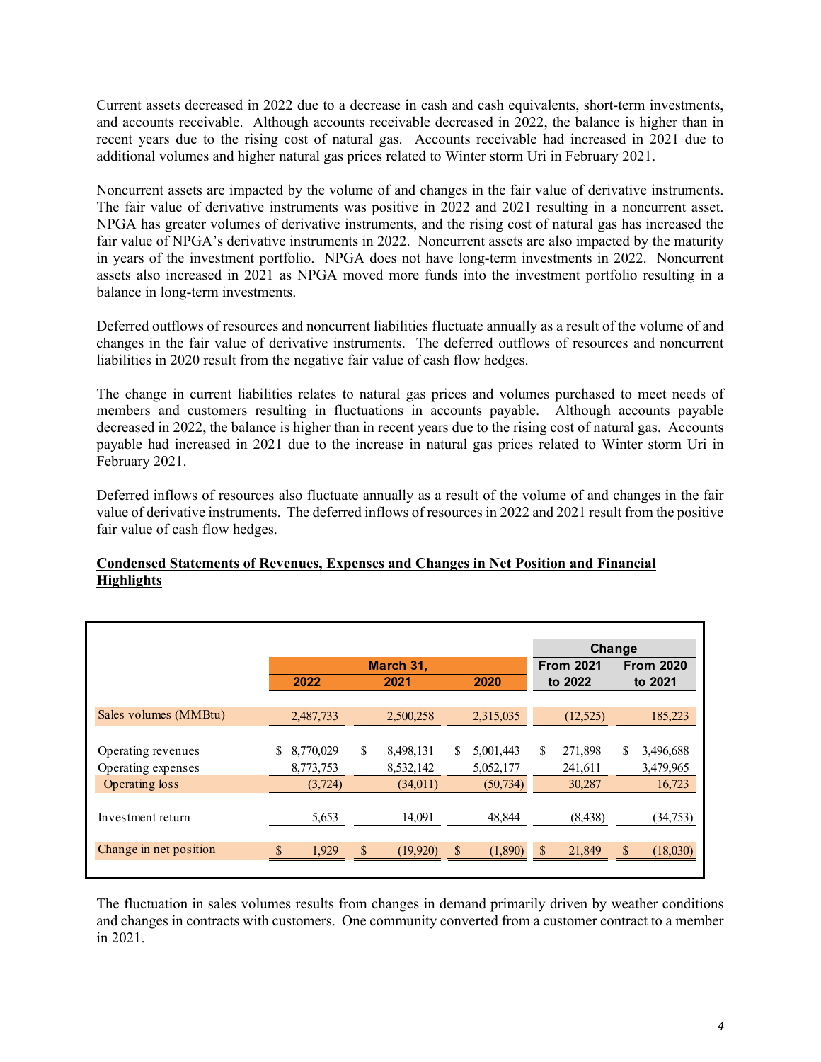Current assets decreased in 2022 due to a decrease in cash and cash equivalents, short-term investments, and accounts receivable. Although accounts receivable decreased in 2022, the balance is higher than in recent years due to the rising cost of natural gas. Accounts receivable had increased in 2021 due to additional volumes and higher natural gas prices related to Winter storm Uri in February 2021.

Noncurrent assets are impacted by the volume of and changes in the fair value of derivative instruments. The fair value of derivative instruments was positive in 2022 and 2021 resulting in a noncurrent asset. NPGA has greater volumes of derivative instruments, and the rising cost of natural gas has increased the fair value of NPGA's derivative instruments in 2022. Noncurrent assets are also impacted by the maturity in years of the investment portfolio. NPGA does not have long-term investments in 2022. Noncurrent assets also increased in 2021 as NPGA moved more funds into the investment portfolio resulting in a balance in long-term investments.

Deferred outflows of resources and noncurrent liabilities fluctuate annually as a result of the volume of and changes in the fair value of derivative instruments. The deferred outflows of resources and noncurrent liabilities in 2020 result from the negative fair value of cash flow hedges.

The change in current liabilities relates to natural gas prices and volumes purchased to meet needs of members and customers resulting in fluctuations in accounts payable. Although accounts payable decreased in 2022, the balance is higher than in recent years due to the rising cost of natural gas. Accounts payable had increased in 2021 due to the increase in natural gas prices related to Winter storm Uri in February 2021.

Deferred inflows of resources also fluctuate annually as a result of the volume of and changes in the fair value of derivative instruments. The deferred inflows of resources in 2022 and 2021 result from the positive fair value of cash flow hedges.

## Condensed Statements of Revenues, Expenses and Changes in Net Position and Financial Highlights

| | March 31, | | | Change | |
|---|---|---|---|---|---|
| | 2022 | 2021 | 2020 | From 2021 to 2022 | From 2020 to 2021 |
| Sales volumes (MMBtu) | 2,487,733 | 2,500,258 | 2,315,035 | (12,525) | 185,223 |
| Operating revenues | $ 8,770,029 | $ 8,498,131 | $ 5,001,443 | $ 271,898 | $ 3,496,688 |
| Operating expenses | 8,773,753 | 8,532,142 | 5,052,177 | 241,611 | 3,479,965 |
| Operating loss | (3,724) | (34,011) | (50,734) | 30,287 | 16,723 |
| Investment return | 5,653 | 14,091 | 48,844 | (8,438) | (34,753) |
| Change in net position | $ 1,929 | $ (19,920) | $ (1,890) | $ 21,849 | $ (18,030) |

The fluctuation in sales volumes results from changes in demand primarily driven by weather conditions and changes in contracts with customers. One community converted from a customer contract to a member in 2021.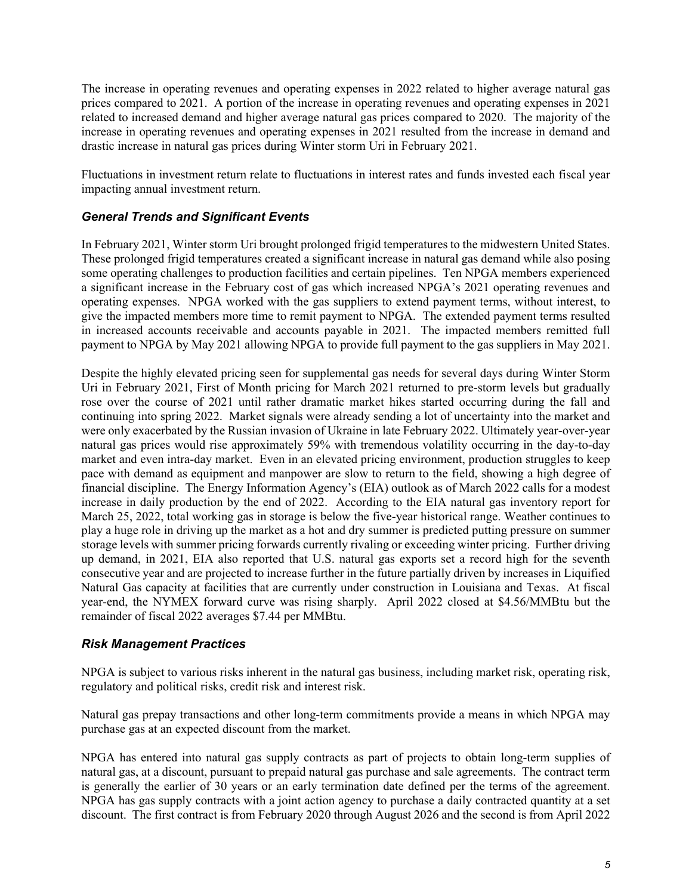The increase in operating revenues and operating expenses in 2022 related to higher average natural gas prices compared to 2021. A portion of the increase in operating revenues and operating expenses in 2021 related to increased demand and higher average natural gas prices compared to 2020. The majority of the increase in operating revenues and operating expenses in 2021 resulted from the increase in demand and drastic increase in natural gas prices during Winter storm Uri in February 2021.

Fluctuations in investment return relate to fluctuations in interest rates and funds invested each fiscal year impacting annual investment return.

### *General Trends and Significant Events*

In February 2021, Winter storm Uri brought prolonged frigid temperatures to the midwestern United States. These prolonged frigid temperatures created a significant increase in natural gas demand while also posing some operating challenges to production facilities and certain pipelines. Ten NPGA members experienced a significant increase in the February cost of gas which increased NPGA's 2021 operating revenues and operating expenses. NPGA worked with the gas suppliers to extend payment terms, without interest, to give the impacted members more time to remit payment to NPGA. The extended payment terms resulted in increased accounts receivable and accounts payable in 2021. The impacted members remitted full payment to NPGA by May 2021 allowing NPGA to provide full payment to the gas suppliers in May 2021.

Despite the highly elevated pricing seen for supplemental gas needs for several days during Winter Storm Uri in February 2021, First of Month pricing for March 2021 returned to pre-storm levels but gradually rose over the course of 2021 until rather dramatic market hikes started occurring during the fall and continuing into spring 2022. Market signals were already sending a lot of uncertainty into the market and were only exacerbated by the Russian invasion of Ukraine in late February 2022. Ultimately year-over-year natural gas prices would rise approximately 59% with tremendous volatility occurring in the day-to-day market and even intra-day market. Even in an elevated pricing environment, production struggles to keep pace with demand as equipment and manpower are slow to return to the field, showing a high degree of financial discipline. The Energy Information Agency's (EIA) outlook as of March 2022 calls for a modest increase in daily production by the end of 2022. According to the EIA natural gas inventory report for March 25, 2022, total working gas in storage is below the five-year historical range. Weather continues to play a huge role in driving up the market as a hot and dry summer is predicted putting pressure on summer storage levels with summer pricing forwards currently rivaling or exceeding winter pricing. Further driving up demand, in 2021, EIA also reported that U.S. natural gas exports set a record high for the seventh consecutive year and are projected to increase further in the future partially driven by increases in Liquified Natural Gas capacity at facilities that are currently under construction in Louisiana and Texas. At fiscal year-end, the NYMEX forward curve was rising sharply. April 2022 closed at \$4.56/MMBtu but the remainder of fiscal 2022 averages \$7.44 per MMBtu.

### *Risk Management Practices*

NPGA is subject to various risks inherent in the natural gas business, including market risk, operating risk, regulatory and political risks, credit risk and interest risk.

Natural gas prepay transactions and other long-term commitments provide a means in which NPGA may purchase gas at an expected discount from the market.

NPGA has entered into natural gas supply contracts as part of projects to obtain long-term supplies of natural gas, at a discount, pursuant to prepaid natural gas purchase and sale agreements. The contract term is generally the earlier of 30 years or an early termination date defined per the terms of the agreement. NPGA has gas supply contracts with a joint action agency to purchase a daily contracted quantity at a set discount. The first contract is from February 2020 through August 2026 and the second is from April 2022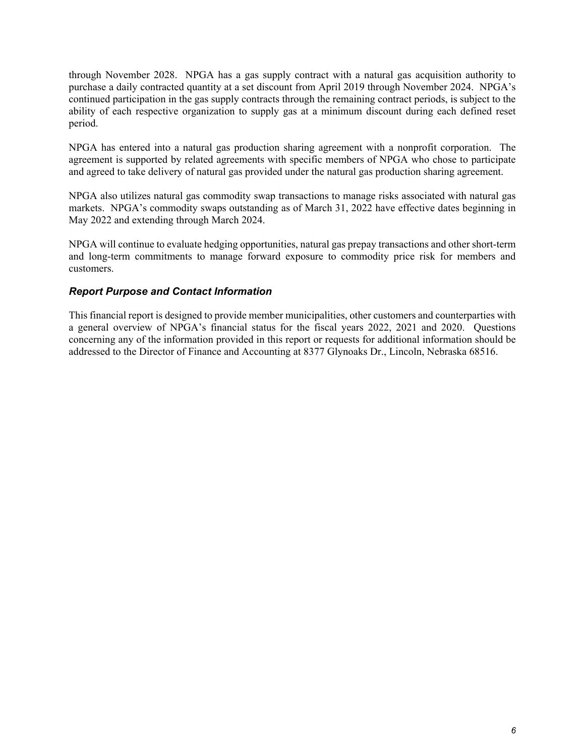through November 2028. NPGA has a gas supply contract with a natural gas acquisition authority to purchase a daily contracted quantity at a set discount from April 2019 through November 2024. NPGA's continued participation in the gas supply contracts through the remaining contract periods, is subject to the ability of each respective organization to supply gas at a minimum discount during each defined reset period.

NPGA has entered into a natural gas production sharing agreement with a nonprofit corporation. The agreement is supported by related agreements with specific members of NPGA who chose to participate and agreed to take delivery of natural gas provided under the natural gas production sharing agreement.

NPGA also utilizes natural gas commodity swap transactions to manage risks associated with natural gas markets. NPGA's commodity swaps outstanding as of March 31, 2022 have effective dates beginning in May 2022 and extending through March 2024.

NPGA will continue to evaluate hedging opportunities, natural gas prepay transactions and other short-term and long-term commitments to manage forward exposure to commodity price risk for members and customers.

### *Report Purpose and Contact Information*

This financial report is designed to provide member municipalities, other customers and counterparties with a general overview of NPGA's financial status for the fiscal years 2022, 2021 and 2020. Questions concerning any of the information provided in this report or requests for additional information should be addressed to the Director of Finance and Accounting at 8377 Glynoaks Dr., Lincoln, Nebraska 68516.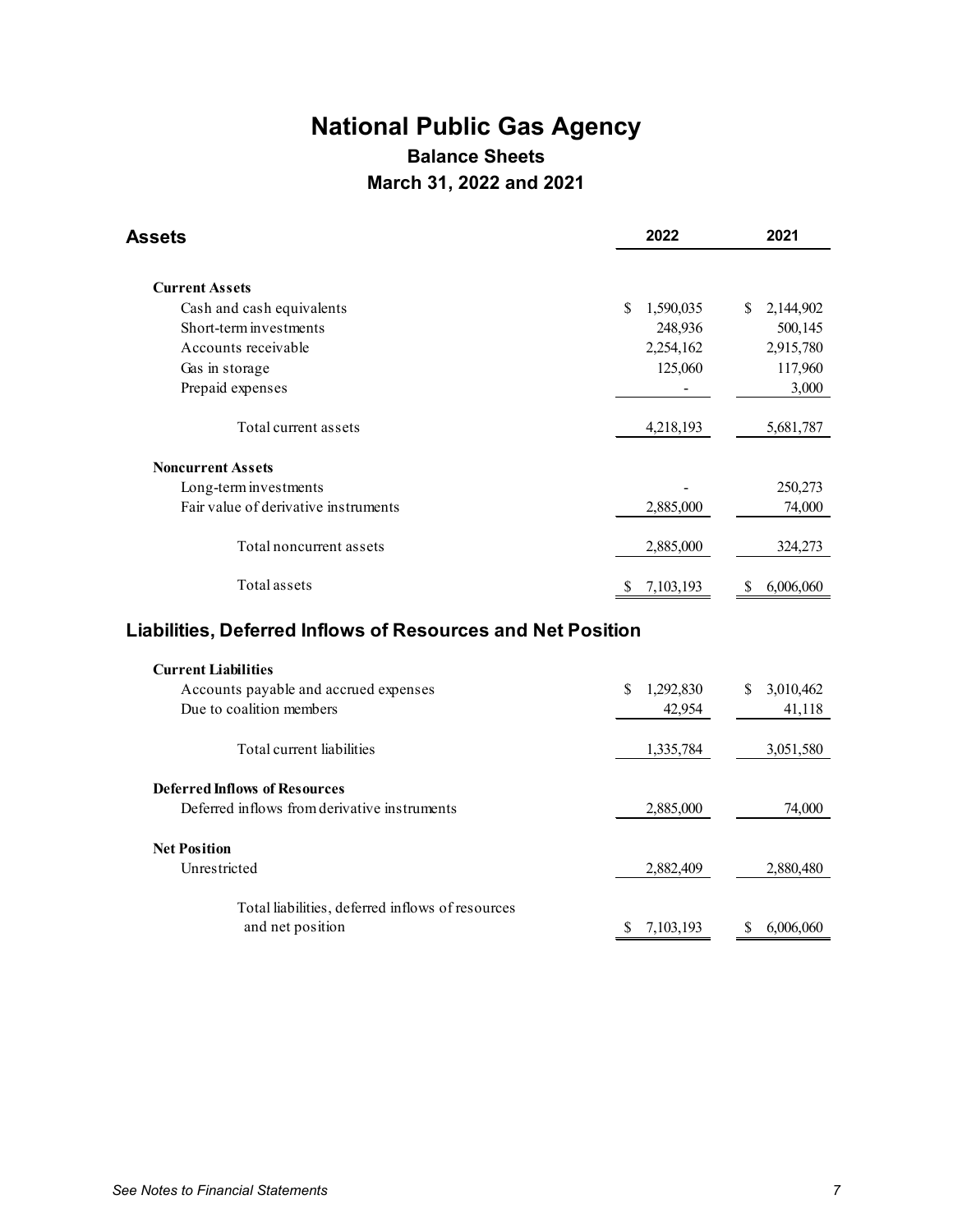# National Public Gas Agency

## Balance Sheets

## March 31, 2022 and 2021

| Assets | 2022 | 2021 |
|---|---|---|
| **Current Assets** | | |
| Cash and cash equivalents | $ 1,590,035 | $ 2,144,902 |
| Short-term investments | 248,936 | 500,145 |
| Accounts receivable | 2,254,162 | 2,915,780 |
| Gas in storage | 125,060 | 117,960 |
| Prepaid expenses | - | 3,000 |
| Total current assets | 4,218,193 | 5,681,787 |
| **Noncurrent Assets** | | |
| Long-term investments | - | 250,273 |
| Fair value of derivative instruments | 2,885,000 | 74,000 |
| Total noncurrent assets | 2,885,000 | 324,273 |
| Total assets | $ 7,103,193 | $ 6,006,060 |

## Liabilities, Deferred Inflows of Resources and Net Position

| | 2022 | 2021 |
|---|---|---|
| **Current Liabilities** | | |
| Accounts payable and accrued expenses | $ 1,292,830 | $ 3,010,462 |
| Due to coalition members | 42,954 | 41,118 |
| Total current liabilities | 1,335,784 | 3,051,580 |
| **Deferred Inflows of Resources** | | |
| Deferred inflows from derivative instruments | 2,885,000 | 74,000 |
| **Net Position** | | |
| Unrestricted | 2,882,409 | 2,880,480 |
| Total liabilities, deferred inflows of resources and net position | $ 7,103,193 | $ 6,006,060 |

*See Notes to Financial Statements*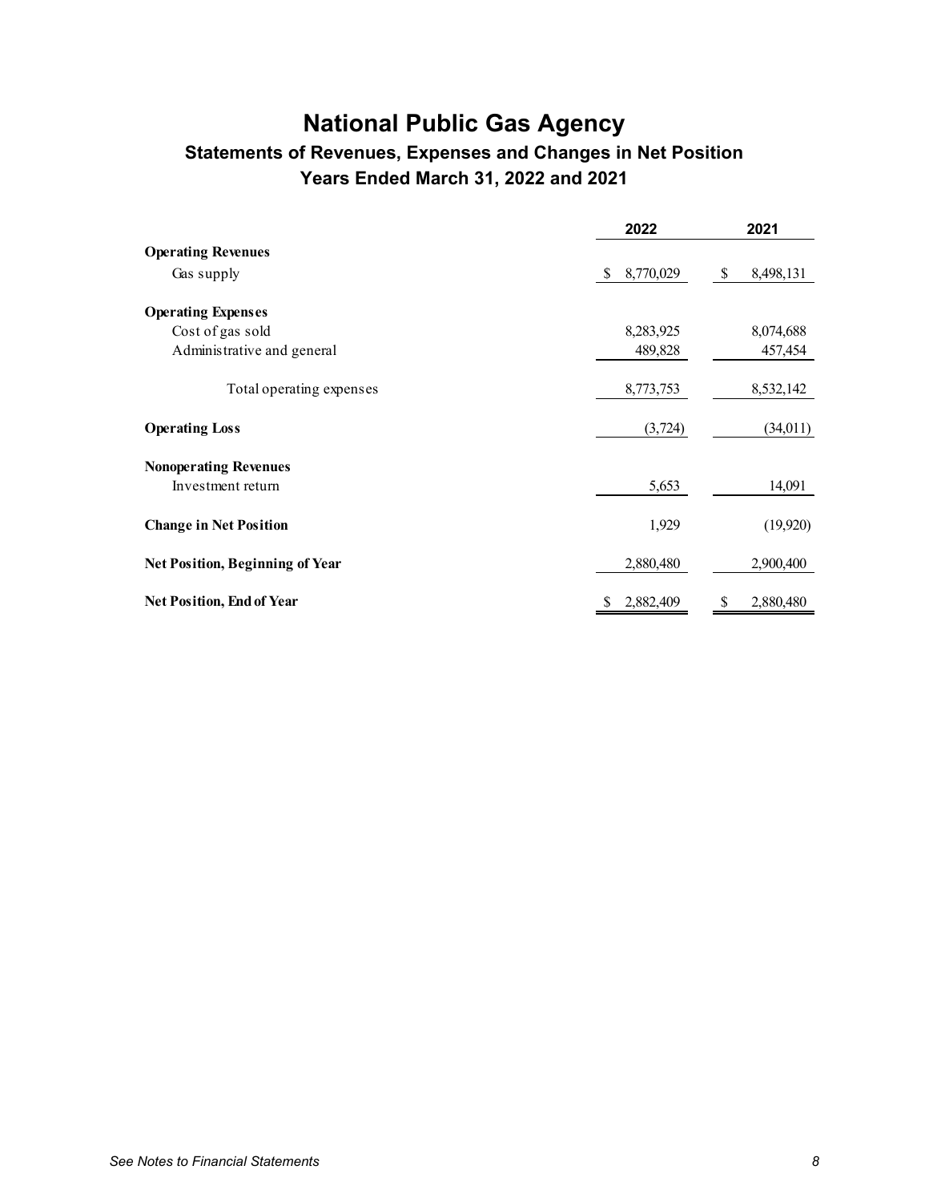# National Public Gas Agency

## Statements of Revenues, Expenses and Changes in Net Position

## Years Ended March 31, 2022 and 2021

| | 2022 | 2021 |
|---|---|---|
| **Operating Revenues** | | |
| Gas supply | $ 8,770,029 | $ 8,498,131 |
| **Operating Expenses** | | |
| Cost of gas sold | 8,283,925 | 8,074,688 |
| Administrative and general | 489,828 | 457,454 |
| Total operating expenses | 8,773,753 | 8,532,142 |
| **Operating Loss** | (3,724) | (34,011) |
| **Nonoperating Revenues** | | |
| Investment return | 5,653 | 14,091 |
| **Change in Net Position** | 1,929 | (19,920) |
| **Net Position, Beginning of Year** | 2,880,480 | 2,900,400 |
| **Net Position, End of Year** | $ 2,882,409 | $ 2,880,480 |

*See Notes to Financial Statements*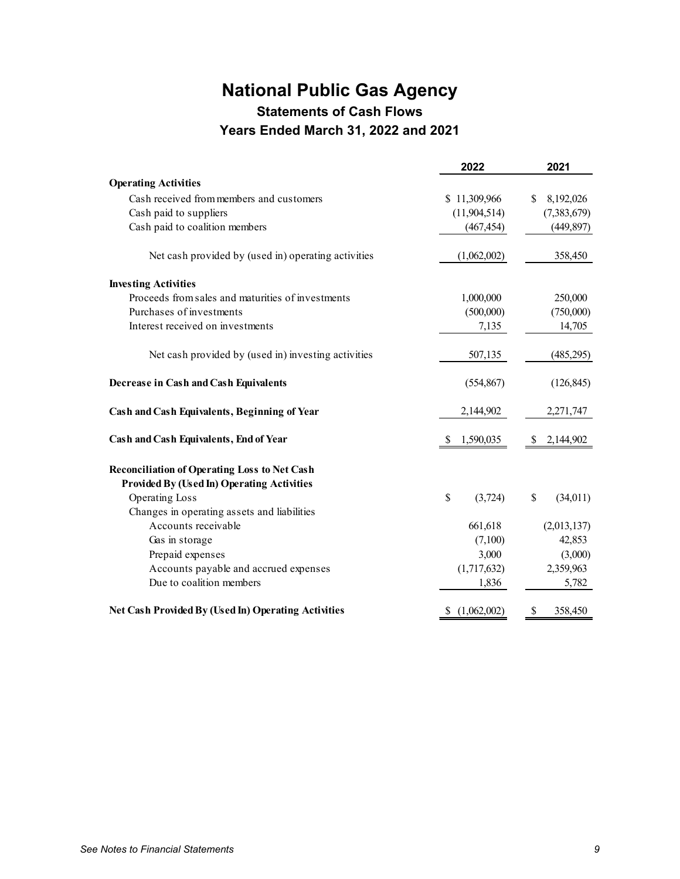# National Public Gas Agency

## Statements of Cash Flows

## Years Ended March 31, 2022 and 2021

| | 2022 | 2021 |
|---|---|---|
| **Operating Activities** | | |
| Cash received from members and customers | $ 11,309,966 | $ 8,192,026 |
| Cash paid to suppliers | (11,904,514) | (7,383,679) |
| Cash paid to coalition members | (467,454) | (449,897) |
| Net cash provided by (used in) operating activities | (1,062,002) | 358,450 |
| **Investing Activities** | | |
| Proceeds from sales and maturities of investments | 1,000,000 | 250,000 |
| Purchases of investments | (500,000) | (750,000) |
| Interest received on investments | 7,135 | 14,705 |
| Net cash provided by (used in) investing activities | 507,135 | (485,295) |
| **Decrease in Cash and Cash Equivalents** | (554,867) | (126,845) |
| **Cash and Cash Equivalents, Beginning of Year** | 2,144,902 | 2,271,747 |
| **Cash and Cash Equivalents, End of Year** | $ 1,590,035 | $ 2,144,902 |
| **Reconciliation of Operating Loss to Net Cash Provided By (Used In) Operating Activities** | | |
| Operating Loss | $ (3,724) | $ (34,011) |
| Changes in operating assets and liabilities | | |
| Accounts receivable | 661,618 | (2,013,137) |
| Gas in storage | (7,100) | 42,853 |
| Prepaid expenses | 3,000 | (3,000) |
| Accounts payable and accrued expenses | (1,717,632) | 2,359,963 |
| Due to coalition members | 1,836 | 5,782 |
| **Net Cash Provided By (Used In) Operating Activities** | $ (1,062,002) | $ 358,450 |

*See Notes to Financial Statements*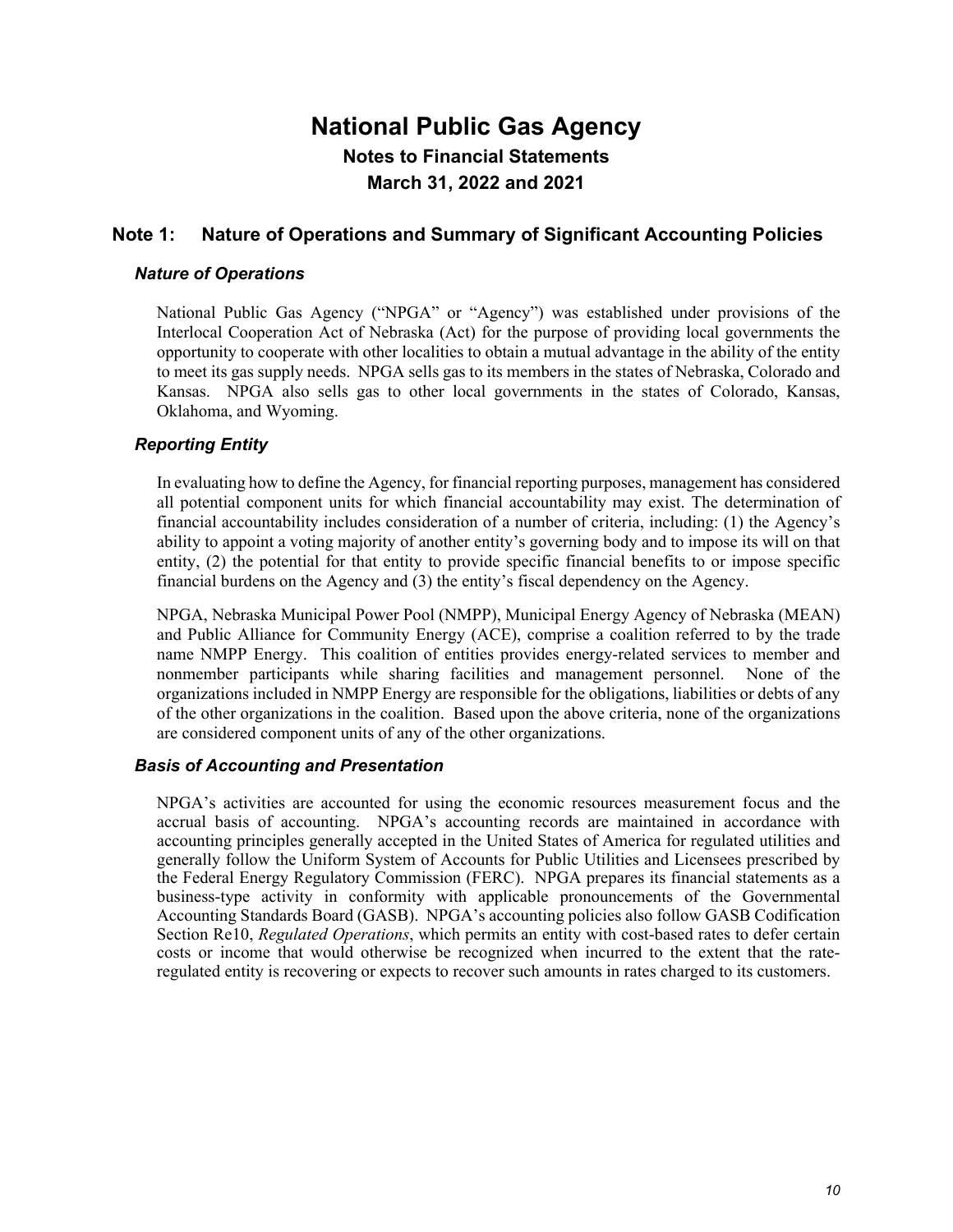# National Public Gas Agency

## Notes to Financial Statements

## March 31, 2022 and 2021

## Note 1: Nature of Operations and Summary of Significant Accounting Policies

### *Nature of Operations*

National Public Gas Agency ("NPGA" or "Agency") was established under provisions of the Interlocal Cooperation Act of Nebraska (Act) for the purpose of providing local governments the opportunity to cooperate with other localities to obtain a mutual advantage in the ability of the entity to meet its gas supply needs. NPGA sells gas to its members in the states of Nebraska, Colorado and Kansas. NPGA also sells gas to other local governments in the states of Colorado, Kansas, Oklahoma, and Wyoming.

### *Reporting Entity*

In evaluating how to define the Agency, for financial reporting purposes, management has considered all potential component units for which financial accountability may exist. The determination of financial accountability includes consideration of a number of criteria, including: (1) the Agency's ability to appoint a voting majority of another entity's governing body and to impose its will on that entity, (2) the potential for that entity to provide specific financial benefits to or impose specific financial burdens on the Agency and (3) the entity's fiscal dependency on the Agency.

NPGA, Nebraska Municipal Power Pool (NMPP), Municipal Energy Agency of Nebraska (MEAN) and Public Alliance for Community Energy (ACE), comprise a coalition referred to by the trade name NMPP Energy. This coalition of entities provides energy-related services to member and nonmember participants while sharing facilities and management personnel. None of the organizations included in NMPP Energy are responsible for the obligations, liabilities or debts of any of the other organizations in the coalition. Based upon the above criteria, none of the organizations are considered component units of any of the other organizations.

### *Basis of Accounting and Presentation*

NPGA's activities are accounted for using the economic resources measurement focus and the accrual basis of accounting. NPGA's accounting records are maintained in accordance with accounting principles generally accepted in the United States of America for regulated utilities and generally follow the Uniform System of Accounts for Public Utilities and Licensees prescribed by the Federal Energy Regulatory Commission (FERC). NPGA prepares its financial statements as a business-type activity in conformity with applicable pronouncements of the Governmental Accounting Standards Board (GASB). NPGA's accounting policies also follow GASB Codification Section Re10, *Regulated Operations*, which permits an entity with cost-based rates to defer certain costs or income that would otherwise be recognized when incurred to the extent that the rate-regulated entity is recovering or expects to recover such amounts in rates charged to its customers.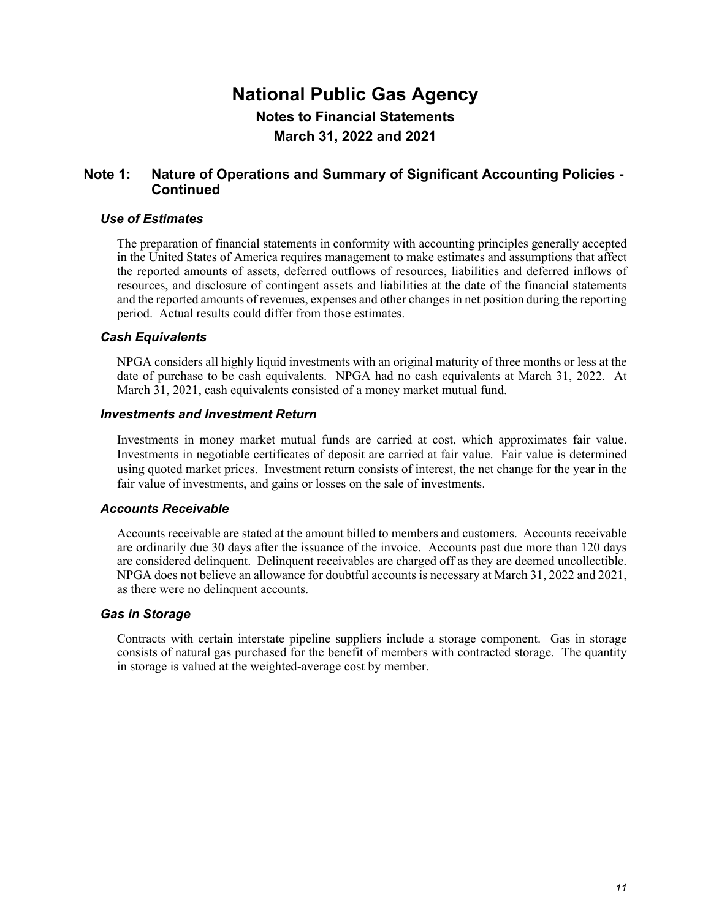# National Public Gas Agency

**Notes to Financial Statements**

**March 31, 2022 and 2021**

## Note 1: Nature of Operations and Summary of Significant Accounting Policies - Continued

### *Use of Estimates*

The preparation of financial statements in conformity with accounting principles generally accepted in the United States of America requires management to make estimates and assumptions that affect the reported amounts of assets, deferred outflows of resources, liabilities and deferred inflows of resources, and disclosure of contingent assets and liabilities at the date of the financial statements and the reported amounts of revenues, expenses and other changes in net position during the reporting period. Actual results could differ from those estimates.

### *Cash Equivalents*

NPGA considers all highly liquid investments with an original maturity of three months or less at the date of purchase to be cash equivalents. NPGA had no cash equivalents at March 31, 2022. At March 31, 2021, cash equivalents consisted of a money market mutual fund.

### *Investments and Investment Return*

Investments in money market mutual funds are carried at cost, which approximates fair value. Investments in negotiable certificates of deposit are carried at fair value. Fair value is determined using quoted market prices. Investment return consists of interest, the net change for the year in the fair value of investments, and gains or losses on the sale of investments.

### *Accounts Receivable*

Accounts receivable are stated at the amount billed to members and customers. Accounts receivable are ordinarily due 30 days after the issuance of the invoice. Accounts past due more than 120 days are considered delinquent. Delinquent receivables are charged off as they are deemed uncollectible. NPGA does not believe an allowance for doubtful accounts is necessary at March 31, 2022 and 2021, as there were no delinquent accounts.

### *Gas in Storage*

Contracts with certain interstate pipeline suppliers include a storage component. Gas in storage consists of natural gas purchased for the benefit of members with contracted storage. The quantity in storage is valued at the weighted-average cost by member.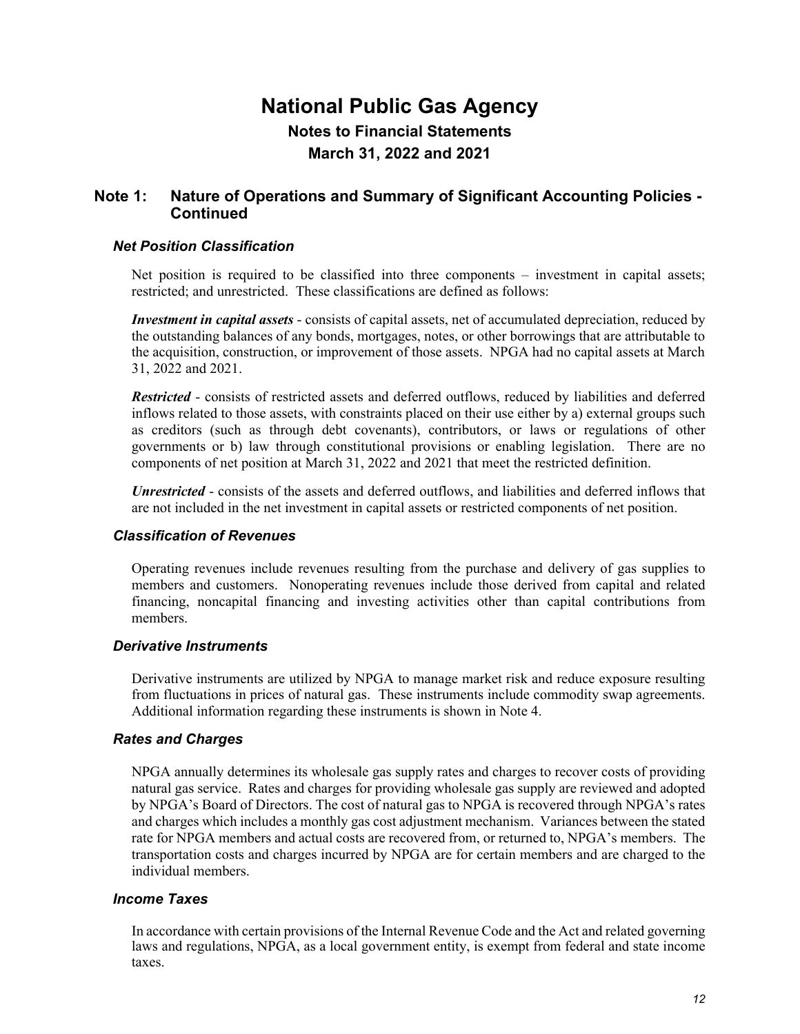# National Public Gas Agency

## Notes to Financial Statements

## March 31, 2022 and 2021

## Note 1: Nature of Operations and Summary of Significant Accounting Policies - Continued

### *Net Position Classification*

Net position is required to be classified into three components – investment in capital assets; restricted; and unrestricted. These classifications are defined as follows:

***Investment in capital assets*** - consists of capital assets, net of accumulated depreciation, reduced by the outstanding balances of any bonds, mortgages, notes, or other borrowings that are attributable to the acquisition, construction, or improvement of those assets. NPGA had no capital assets at March 31, 2022 and 2021.

***Restricted*** - consists of restricted assets and deferred outflows, reduced by liabilities and deferred inflows related to those assets, with constraints placed on their use either by a) external groups such as creditors (such as through debt covenants), contributors, or laws or regulations of other governments or b) law through constitutional provisions or enabling legislation. There are no components of net position at March 31, 2022 and 2021 that meet the restricted definition.

***Unrestricted*** - consists of the assets and deferred outflows, and liabilities and deferred inflows that are not included in the net investment in capital assets or restricted components of net position.

### *Classification of Revenues*

Operating revenues include revenues resulting from the purchase and delivery of gas supplies to members and customers. Nonoperating revenues include those derived from capital and related financing, noncapital financing and investing activities other than capital contributions from members.

### *Derivative Instruments*

Derivative instruments are utilized by NPGA to manage market risk and reduce exposure resulting from fluctuations in prices of natural gas. These instruments include commodity swap agreements. Additional information regarding these instruments is shown in Note 4.

### *Rates and Charges*

NPGA annually determines its wholesale gas supply rates and charges to recover costs of providing natural gas service. Rates and charges for providing wholesale gas supply are reviewed and adopted by NPGA's Board of Directors. The cost of natural gas to NPGA is recovered through NPGA's rates and charges which includes a monthly gas cost adjustment mechanism. Variances between the stated rate for NPGA members and actual costs are recovered from, or returned to, NPGA's members. The transportation costs and charges incurred by NPGA are for certain members and are charged to the individual members.

### *Income Taxes*

In accordance with certain provisions of the Internal Revenue Code and the Act and related governing laws and regulations, NPGA, as a local government entity, is exempt from federal and state income taxes.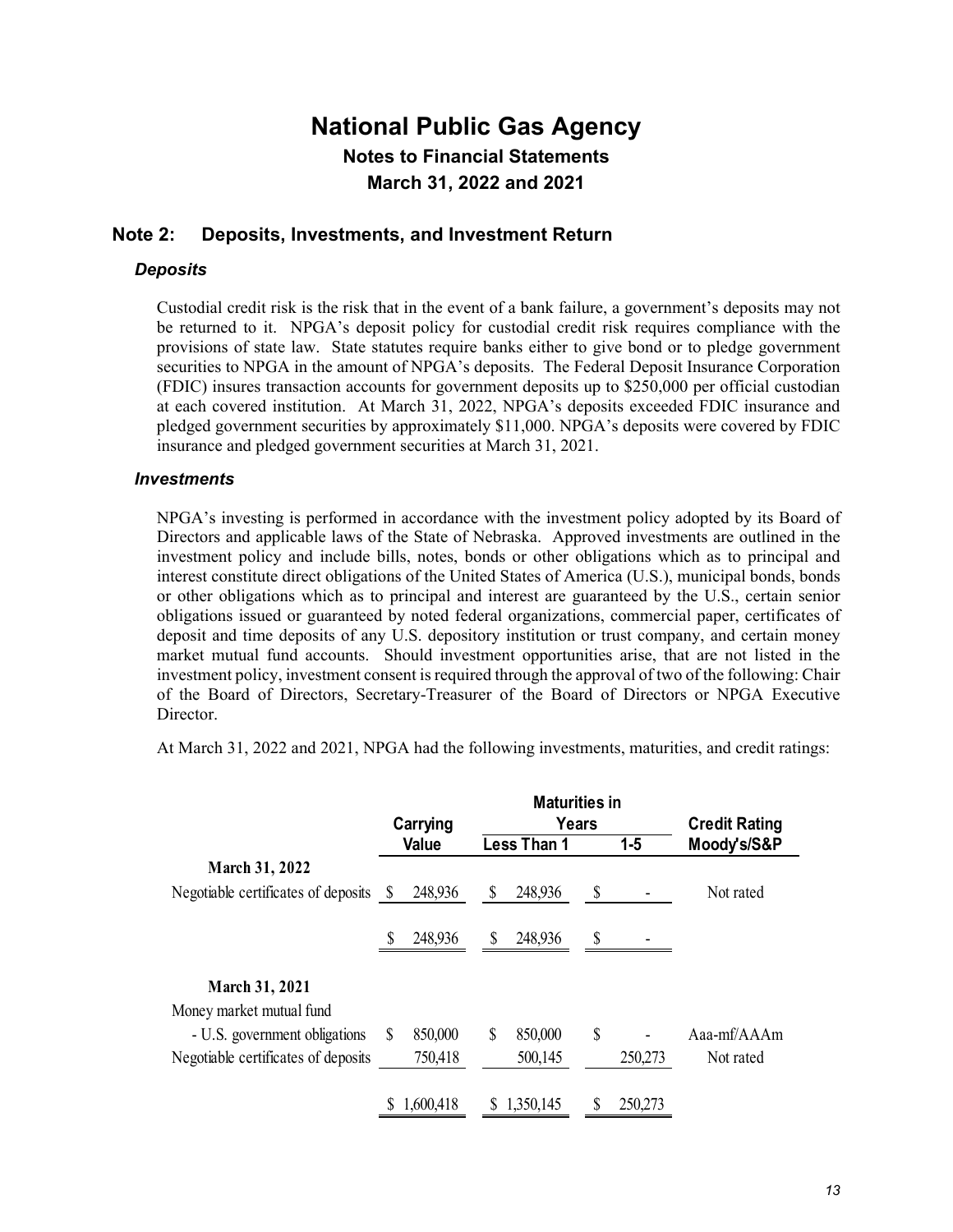# National Public Gas Agency

## Notes to Financial Statements

## March 31, 2022 and 2021

## Note 2: Deposits, Investments, and Investment Return

### *Deposits*

Custodial credit risk is the risk that in the event of a bank failure, a government's deposits may not be returned to it. NPGA's deposit policy for custodial credit risk requires compliance with the provisions of state law. State statutes require banks either to give bond or to pledge government securities to NPGA in the amount of NPGA's deposits. The Federal Deposit Insurance Corporation (FDIC) insures transaction accounts for government deposits up to $250,000 per official custodian at each covered institution. At March 31, 2022, NPGA's deposits exceeded FDIC insurance and pledged government securities by approximately $11,000. NPGA's deposits were covered by FDIC insurance and pledged government securities at March 31, 2021.

### *Investments*

NPGA's investing is performed in accordance with the investment policy adopted by its Board of Directors and applicable laws of the State of Nebraska. Approved investments are outlined in the investment policy and include bills, notes, bonds or other obligations which as to principal and interest constitute direct obligations of the United States of America (U.S.), municipal bonds, bonds or other obligations which as to principal and interest are guaranteed by the U.S., certain senior obligations issued or guaranteed by noted federal organizations, commercial paper, certificates of deposit and time deposits of any U.S. depository institution or trust company, and certain money market mutual fund accounts. Should investment opportunities arise, that are not listed in the investment policy, investment consent is required through the approval of two of the following: Chair of the Board of Directors, Secretary-Treasurer of the Board of Directors or NPGA Executive Director.

At March 31, 2022 and 2021, NPGA had the following investments, maturities, and credit ratings:

| | Carrying Value | Maturities in Years | | Credit Rating |
|---|---|---|---|---|
| | | Less Than 1 | 1-5 | Moody's/S&P |
| **March 31, 2022** | | | | |
| Negotiable certificates of deposits | $ 248,936 | $ 248,936 | $ - | Not rated |
| | $ 248,936 | $ 248,936 | $ - | |
| **March 31, 2021** | | | | |
| Money market mutual fund | | | | |
| - U.S. government obligations | $ 850,000 | $ 850,000 | $ - | Aaa-mf/AAAm |
| Negotiable certificates of deposits | 750,418 | 500,145 | 250,273 | Not rated |
| | $ 1,600,418 | $ 1,350,145 | $ 250,273 | |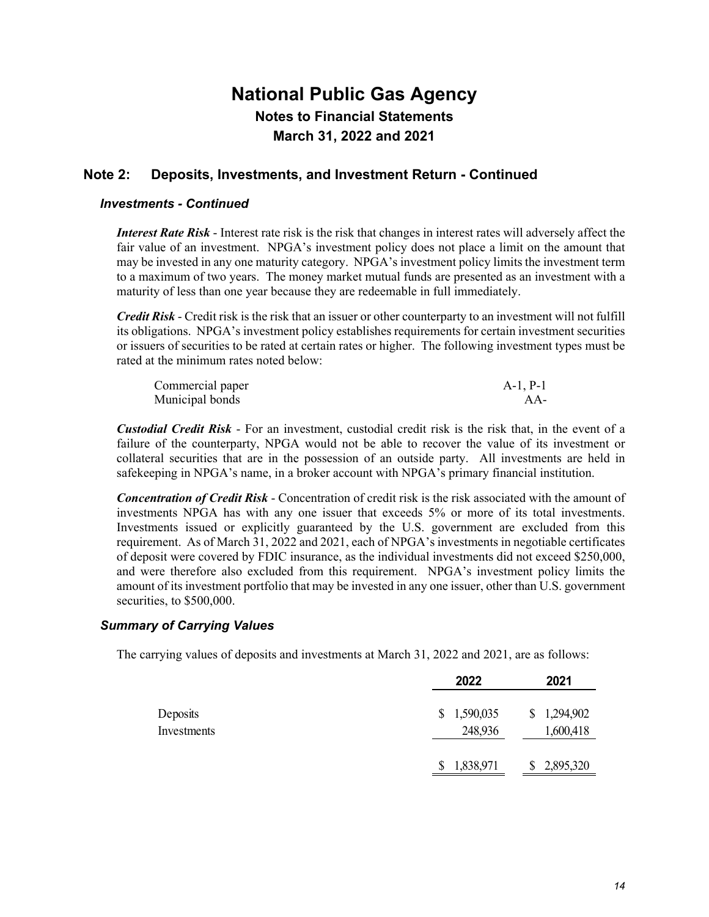# National Public Gas Agency

## Notes to Financial Statements

## March 31, 2022 and 2021

## Note 2: Deposits, Investments, and Investment Return - Continued

### *Investments - Continued*

***Interest Rate Risk*** - Interest rate risk is the risk that changes in interest rates will adversely affect the fair value of an investment. NPGA's investment policy does not place a limit on the amount that may be invested in any one maturity category. NPGA's investment policy limits the investment term to a maximum of two years. The money market mutual funds are presented as an investment with a maturity of less than one year because they are redeemable in full immediately.

***Credit Risk*** - Credit risk is the risk that an issuer or other counterparty to an investment will not fulfill its obligations. NPGA's investment policy establishes requirements for certain investment securities or issuers of securities to be rated at certain rates or higher. The following investment types must be rated at the minimum rates noted below:

| | |
|---|---|
| Commercial paper | A-1, P-1 |
| Municipal bonds | AA- |

***Custodial Credit Risk*** - For an investment, custodial credit risk is the risk that, in the event of a failure of the counterparty, NPGA would not be able to recover the value of its investment or collateral securities that are in the possession of an outside party. All investments are held in safekeeping in NPGA's name, in a broker account with NPGA's primary financial institution.

***Concentration of Credit Risk*** - Concentration of credit risk is the risk associated with the amount of investments NPGA has with any one issuer that exceeds 5% or more of its total investments. Investments issued or explicitly guaranteed by the U.S. government are excluded from this requirement. As of March 31, 2022 and 2021, each of NPGA's investments in negotiable certificates of deposit were covered by FDIC insurance, as the individual investments did not exceed $250,000, and were therefore also excluded from this requirement. NPGA's investment policy limits the amount of its investment portfolio that may be invested in any one issuer, other than U.S. government securities, to $500,000.

### *Summary of Carrying Values*

The carrying values of deposits and investments at March 31, 2022 and 2021, are as follows:

| | 2022 | 2021 |
|---|---|---|
| Deposits | $ 1,590,035 | $ 1,294,902 |
| Investments | 248,936 | 1,600,418 |
| | $ 1,838,971 | $ 2,895,320 |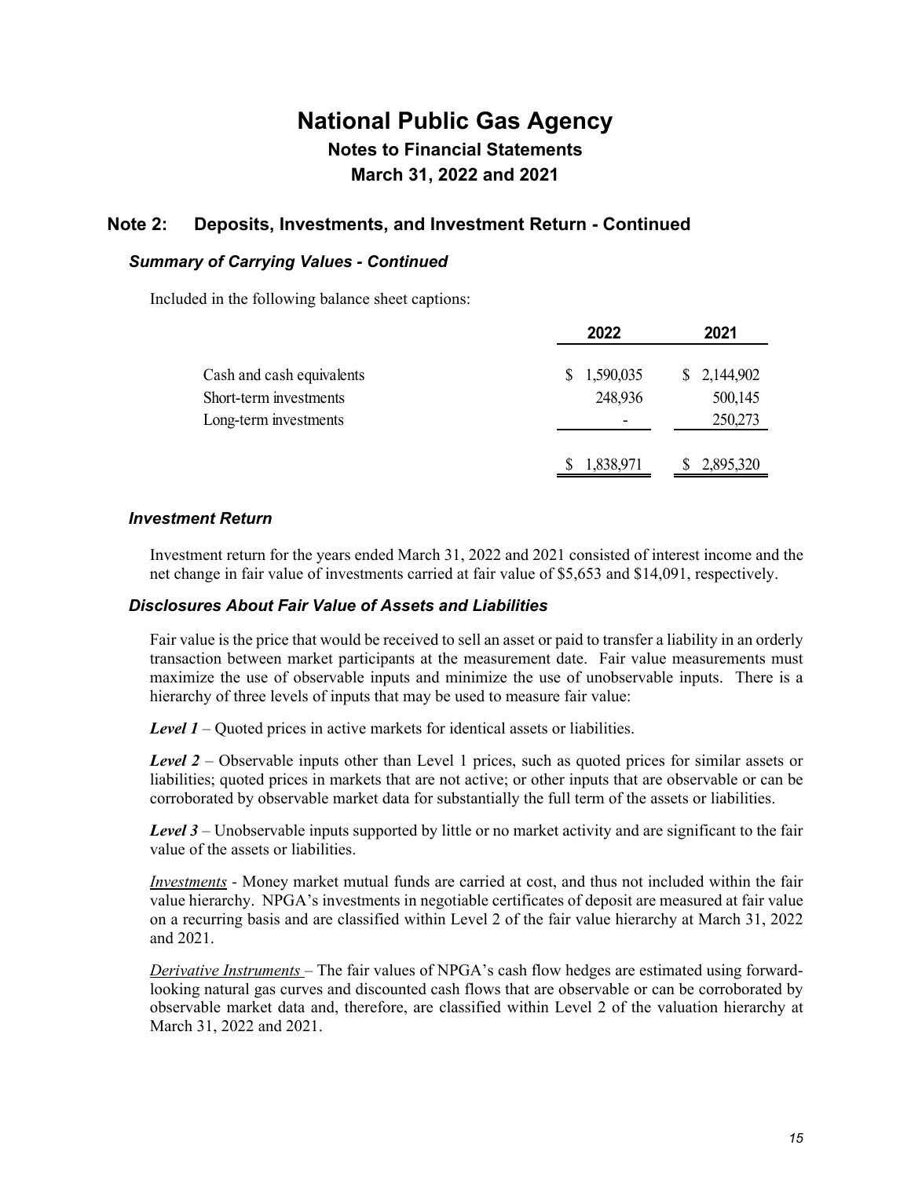# National Public Gas Agency

## Notes to Financial Statements

## March 31, 2022 and 2021

## Note 2: Deposits, Investments, and Investment Return - Continued

### *Summary of Carrying Values - Continued*

Included in the following balance sheet captions:

| | 2022 | 2021 |
|---|---|---|
| Cash and cash equivalents | $ 1,590,035 | $ 2,144,902 |
| Short-term investments | 248,936 | 500,145 |
| Long-term investments | - | 250,273 |
| | $ 1,838,971 | $ 2,895,320 |

### *Investment Return*

Investment return for the years ended March 31, 2022 and 2021 consisted of interest income and the net change in fair value of investments carried at fair value of $5,653 and $14,091, respectively.

### *Disclosures About Fair Value of Assets and Liabilities*

Fair value is the price that would be received to sell an asset or paid to transfer a liability in an orderly transaction between market participants at the measurement date. Fair value measurements must maximize the use of observable inputs and minimize the use of unobservable inputs. There is a hierarchy of three levels of inputs that may be used to measure fair value:

***Level 1*** – Quoted prices in active markets for identical assets or liabilities.

***Level 2*** – Observable inputs other than Level 1 prices, such as quoted prices for similar assets or liabilities; quoted prices in markets that are not active; or other inputs that are observable or can be corroborated by observable market data for substantially the full term of the assets or liabilities.

***Level 3*** – Unobservable inputs supported by little or no market activity and are significant to the fair value of the assets or liabilities.

*Investments* - Money market mutual funds are carried at cost, and thus not included within the fair value hierarchy. NPGA's investments in negotiable certificates of deposit are measured at fair value on a recurring basis and are classified within Level 2 of the fair value hierarchy at March 31, 2022 and 2021.

*Derivative Instruments* – The fair values of NPGA's cash flow hedges are estimated using forward-looking natural gas curves and discounted cash flows that are observable or can be corroborated by observable market data and, therefore, are classified within Level 2 of the valuation hierarchy at March 31, 2022 and 2021.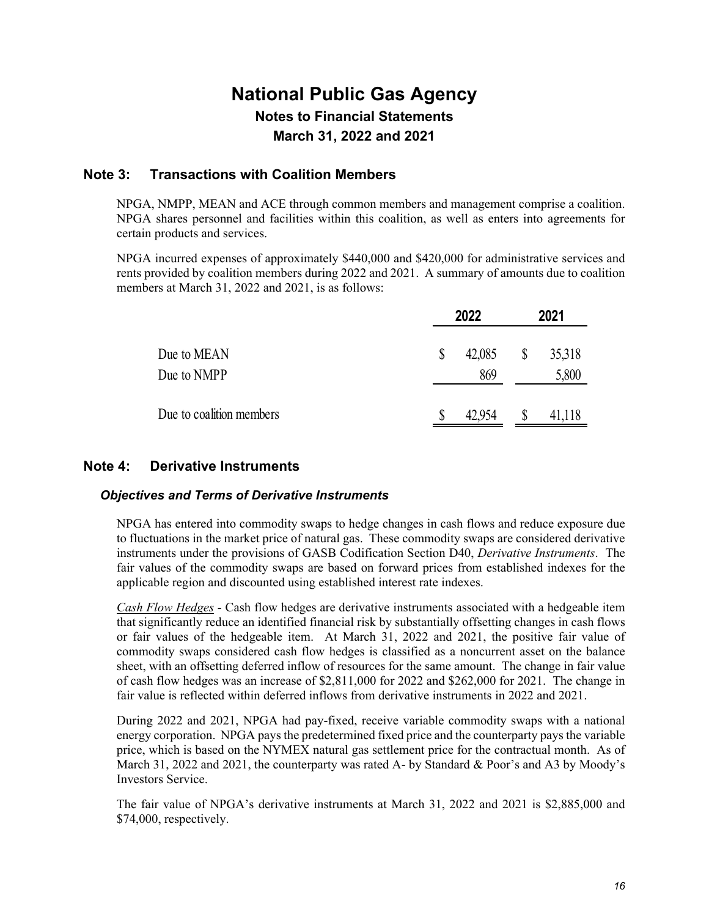# National Public Gas Agency
## Notes to Financial Statements
## March 31, 2022 and 2021

## Note 3: Transactions with Coalition Members

NPGA, NMPP, MEAN and ACE through common members and management comprise a coalition. NPGA shares personnel and facilities within this coalition, as well as enters into agreements for certain products and services.

NPGA incurred expenses of approximately $440,000 and $420,000 for administrative services and rents provided by coalition members during 2022 and 2021. A summary of amounts due to coalition members at March 31, 2022 and 2021, is as follows:

| | 2022 | 2021 |
|---|---|---|
| Due to MEAN | $ 42,085 | $ 35,318 |
| Due to NMPP | 869 | 5,800 |
| Due to coalition members | $ 42,954 | $ 41,118 |

## Note 4: Derivative Instruments

### *Objectives and Terms of Derivative Instruments*

NPGA has entered into commodity swaps to hedge changes in cash flows and reduce exposure due to fluctuations in the market price of natural gas. These commodity swaps are considered derivative instruments under the provisions of GASB Codification Section D40, *Derivative Instruments*. The fair values of the commodity swaps are based on forward prices from established indexes for the applicable region and discounted using established interest rate indexes.

Cash Flow Hedges - Cash flow hedges are derivative instruments associated with a hedgeable item that significantly reduce an identified financial risk by substantially offsetting changes in cash flows or fair values of the hedgeable item. At March 31, 2022 and 2021, the positive fair value of commodity swaps considered cash flow hedges is classified as a noncurrent asset on the balance sheet, with an offsetting deferred inflow of resources for the same amount. The change in fair value of cash flow hedges was an increase of $2,811,000 for 2022 and $262,000 for 2021. The change in fair value is reflected within deferred inflows from derivative instruments in 2022 and 2021.

During 2022 and 2021, NPGA had pay-fixed, receive variable commodity swaps with a national energy corporation. NPGA pays the predetermined fixed price and the counterparty pays the variable price, which is based on the NYMEX natural gas settlement price for the contractual month. As of March 31, 2022 and 2021, the counterparty was rated A- by Standard & Poor's and A3 by Moody's Investors Service.

The fair value of NPGA's derivative instruments at March 31, 2022 and 2021 is $2,885,000 and $74,000, respectively.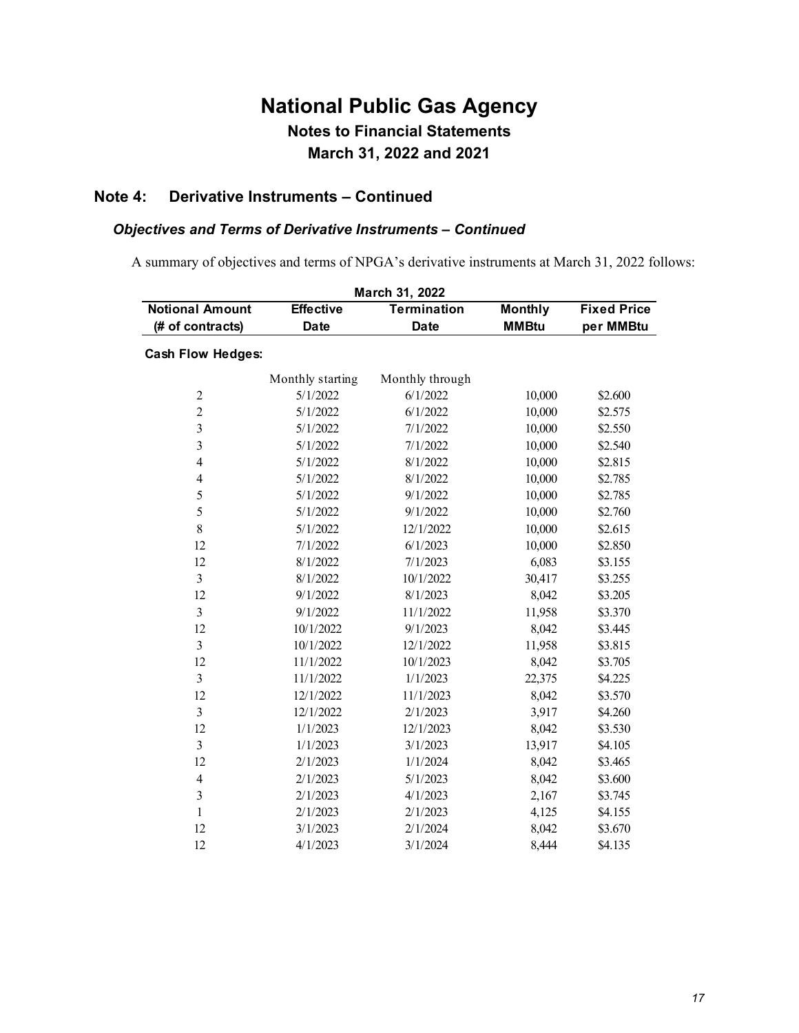# National Public Gas Agency

## Notes to Financial Statements

## March 31, 2022 and 2021

## Note 4: Derivative Instruments – Continued

### *Objectives and Terms of Derivative Instruments – Continued*

A summary of objectives and terms of NPGA's derivative instruments at March 31, 2022 follows:

| March 31, 2022 | | | | |
|---|---|---|---|---|
| **Notional Amount (# of contracts)** | **Effective Date** | **Termination Date** | **Monthly MMBtu** | **Fixed Price per MMBtu** |
| **Cash Flow Hedges:** | | | | |
| | Monthly starting | Monthly through | | |
| 2 | 5/1/2022 | 6/1/2022 | 10,000 | $2.600 |
| 2 | 5/1/2022 | 6/1/2022 | 10,000 | $2.575 |
| 3 | 5/1/2022 | 7/1/2022 | 10,000 | $2.550 |
| 3 | 5/1/2022 | 7/1/2022 | 10,000 | $2.540 |
| 4 | 5/1/2022 | 8/1/2022 | 10,000 | $2.815 |
| 4 | 5/1/2022 | 8/1/2022 | 10,000 | $2.785 |
| 5 | 5/1/2022 | 9/1/2022 | 10,000 | $2.785 |
| 5 | 5/1/2022 | 9/1/2022 | 10,000 | $2.760 |
| 8 | 5/1/2022 | 12/1/2022 | 10,000 | $2.615 |
| 12 | 7/1/2022 | 6/1/2023 | 10,000 | $2.850 |
| 12 | 8/1/2022 | 7/1/2023 | 6,083 | $3.155 |
| 3 | 8/1/2022 | 10/1/2022 | 30,417 | $3.255 |
| 12 | 9/1/2022 | 8/1/2023 | 8,042 | $3.205 |
| 3 | 9/1/2022 | 11/1/2022 | 11,958 | $3.370 |
| 12 | 10/1/2022 | 9/1/2023 | 8,042 | $3.445 |
| 3 | 10/1/2022 | 12/1/2022 | 11,958 | $3.815 |
| 12 | 11/1/2022 | 10/1/2023 | 8,042 | $3.705 |
| 3 | 11/1/2022 | 1/1/2023 | 22,375 | $4.225 |
| 12 | 12/1/2022 | 11/1/2023 | 8,042 | $3.570 |
| 3 | 12/1/2022 | 2/1/2023 | 3,917 | $4.260 |
| 12 | 1/1/2023 | 12/1/2023 | 8,042 | $3.530 |
| 3 | 1/1/2023 | 3/1/2023 | 13,917 | $4.105 |
| 12 | 2/1/2023 | 1/1/2024 | 8,042 | $3.465 |
| 4 | 2/1/2023 | 5/1/2023 | 8,042 | $3.600 |
| 3 | 2/1/2023 | 4/1/2023 | 2,167 | $3.745 |
| 1 | 2/1/2023 | 2/1/2023 | 4,125 | $4.155 |
| 12 | 3/1/2023 | 2/1/2024 | 8,042 | $3.670 |
| 12 | 4/1/2023 | 3/1/2024 | 8,444 | $4.135 |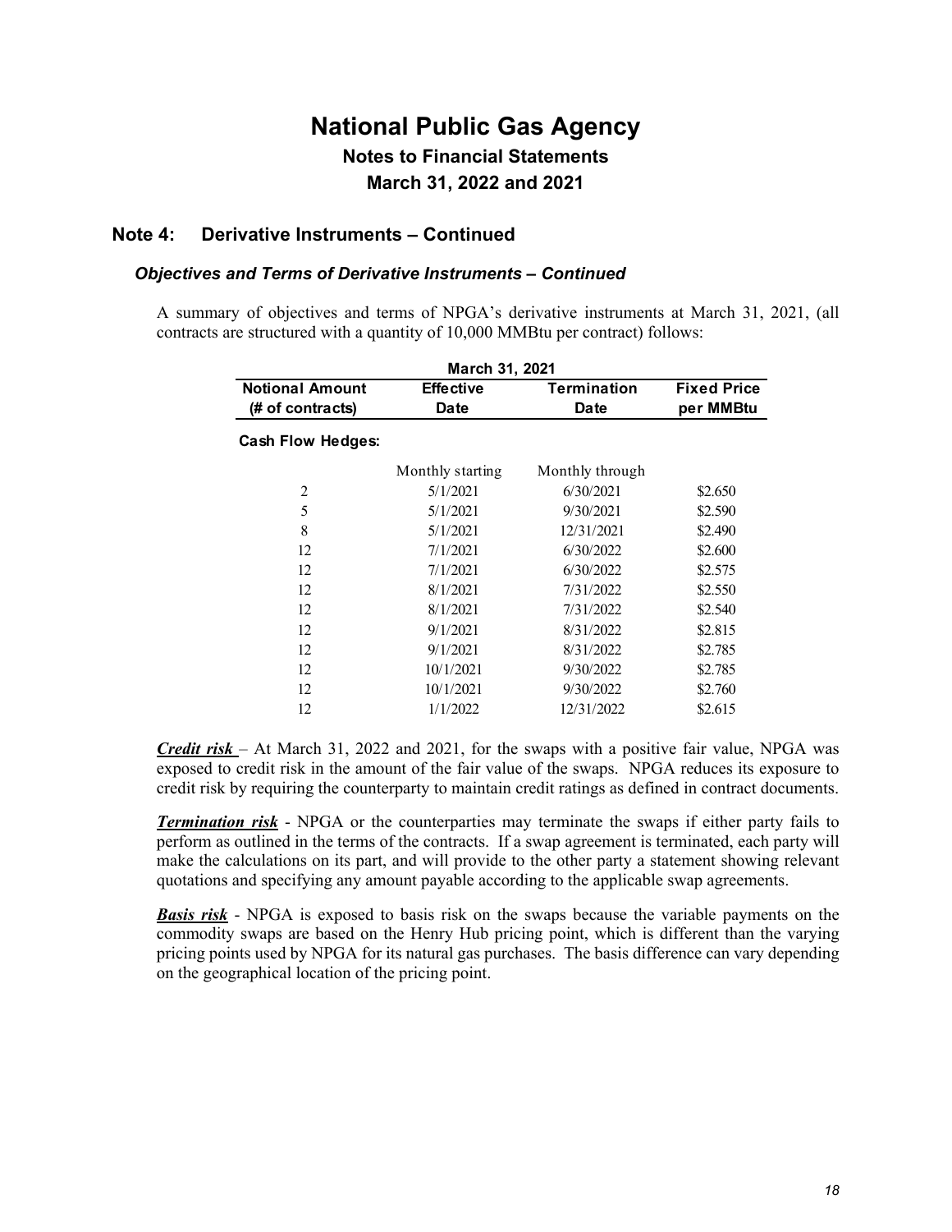# National Public Gas Agency

## Notes to Financial Statements

## March 31, 2022 and 2021

## Note 4: Derivative Instruments – Continued

### *Objectives and Terms of Derivative Instruments – Continued*

A summary of objectives and terms of NPGA's derivative instruments at March 31, 2021, (all contracts are structured with a quantity of 10,000 MMBtu per contract) follows:

| March 31, 2021 | | | |
|---|---|---|---|
| **Notional Amount (# of contracts)** | **Effective Date** | **Termination Date** | **Fixed Price per MMBtu** |
| **Cash Flow Hedges:** | | | |
| | Monthly starting | Monthly through | |
| 2 | 5/1/2021 | 6/30/2021 | $2.650 |
| 5 | 5/1/2021 | 9/30/2021 | $2.590 |
| 8 | 5/1/2021 | 12/31/2021 | $2.490 |
| 12 | 7/1/2021 | 6/30/2022 | $2.600 |
| 12 | 7/1/2021 | 6/30/2022 | $2.575 |
| 12 | 8/1/2021 | 7/31/2022 | $2.550 |
| 12 | 8/1/2021 | 7/31/2022 | $2.540 |
| 12 | 9/1/2021 | 8/31/2022 | $2.815 |
| 12 | 9/1/2021 | 8/31/2022 | $2.785 |
| 12 | 10/1/2021 | 9/30/2022 | $2.785 |
| 12 | 10/1/2021 | 9/30/2022 | $2.760 |
| 12 | 1/1/2022 | 12/31/2022 | $2.615 |

***Credit risk*** – At March 31, 2022 and 2021, for the swaps with a positive fair value, NPGA was exposed to credit risk in the amount of the fair value of the swaps. NPGA reduces its exposure to credit risk by requiring the counterparty to maintain credit ratings as defined in contract documents.

***Termination risk*** - NPGA or the counterparties may terminate the swaps if either party fails to perform as outlined in the terms of the contracts. If a swap agreement is terminated, each party will make the calculations on its part, and will provide to the other party a statement showing relevant quotations and specifying any amount payable according to the applicable swap agreements.

***Basis risk*** - NPGA is exposed to basis risk on the swaps because the variable payments on the commodity swaps are based on the Henry Hub pricing point, which is different than the varying pricing points used by NPGA for its natural gas purchases. The basis difference can vary depending on the geographical location of the pricing point.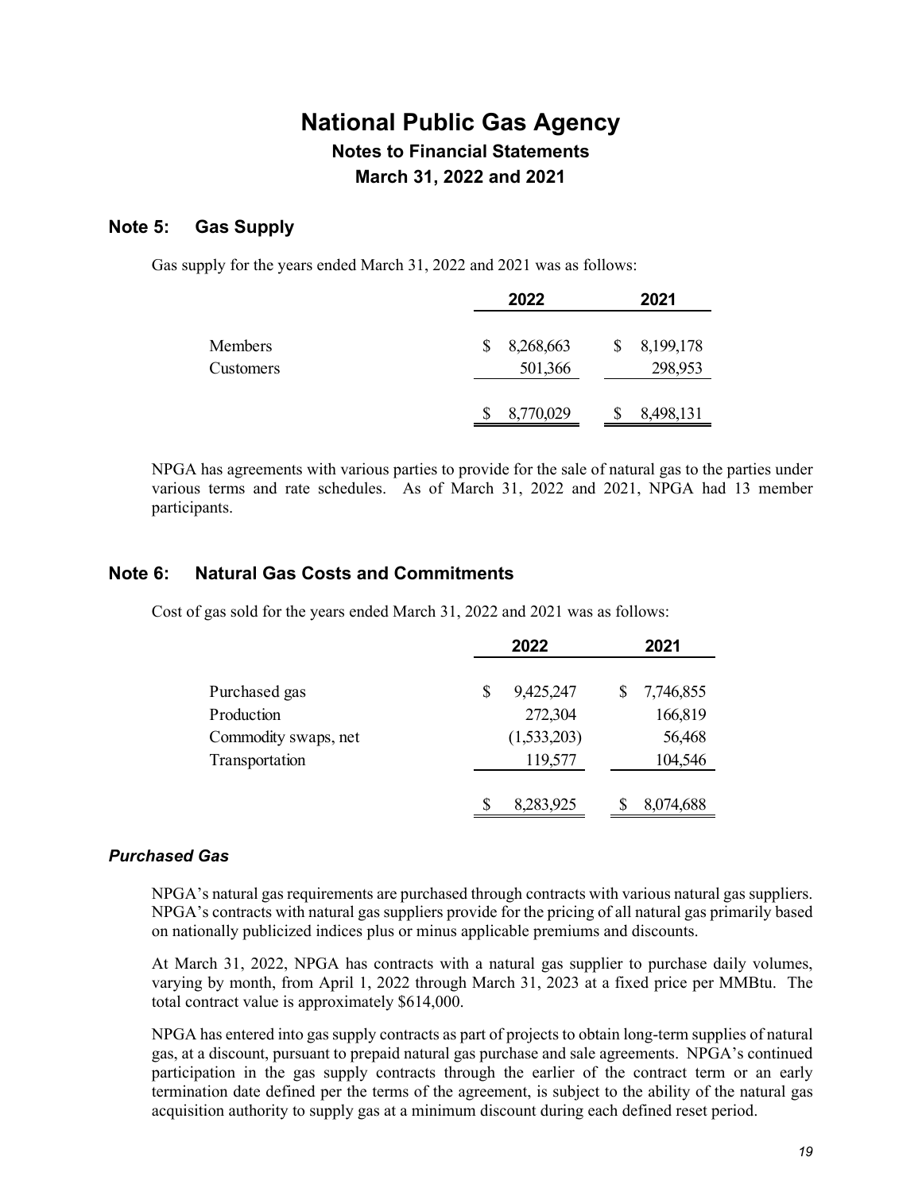# National Public Gas Agency

## Notes to Financial Statements

## March 31, 2022 and 2021

### Note 5: Gas Supply

Gas supply for the years ended March 31, 2022 and 2021 was as follows:

| | 2022 | 2021 |
|---|---|---|
| Members | $ 8,268,663 | $ 8,199,178 |
| Customers | 501,366 | 298,953 |
| | $ 8,770,029 | $ 8,498,131 |

NPGA has agreements with various parties to provide for the sale of natural gas to the parties under various terms and rate schedules. As of March 31, 2022 and 2021, NPGA had 13 member participants.

### Note 6: Natural Gas Costs and Commitments

Cost of gas sold for the years ended March 31, 2022 and 2021 was as follows:

| | 2022 | 2021 |
|---|---|---|
| Purchased gas | $ 9,425,247 | $ 7,746,855 |
| Production | 272,304 | 166,819 |
| Commodity swaps, net | (1,533,203) | 56,468 |
| Transportation | 119,577 | 104,546 |
| | $ 8,283,925 | $ 8,074,688 |

#### *Purchased Gas*

NPGA's natural gas requirements are purchased through contracts with various natural gas suppliers. NPGA's contracts with natural gas suppliers provide for the pricing of all natural gas primarily based on nationally publicized indices plus or minus applicable premiums and discounts.

At March 31, 2022, NPGA has contracts with a natural gas supplier to purchase daily volumes, varying by month, from April 1, 2022 through March 31, 2023 at a fixed price per MMBtu. The total contract value is approximately $614,000.

NPGA has entered into gas supply contracts as part of projects to obtain long-term supplies of natural gas, at a discount, pursuant to prepaid natural gas purchase and sale agreements. NPGA's continued participation in the gas supply contracts through the earlier of the contract term or an early termination date defined per the terms of the agreement, is subject to the ability of the natural gas acquisition authority to supply gas at a minimum discount during each defined reset period.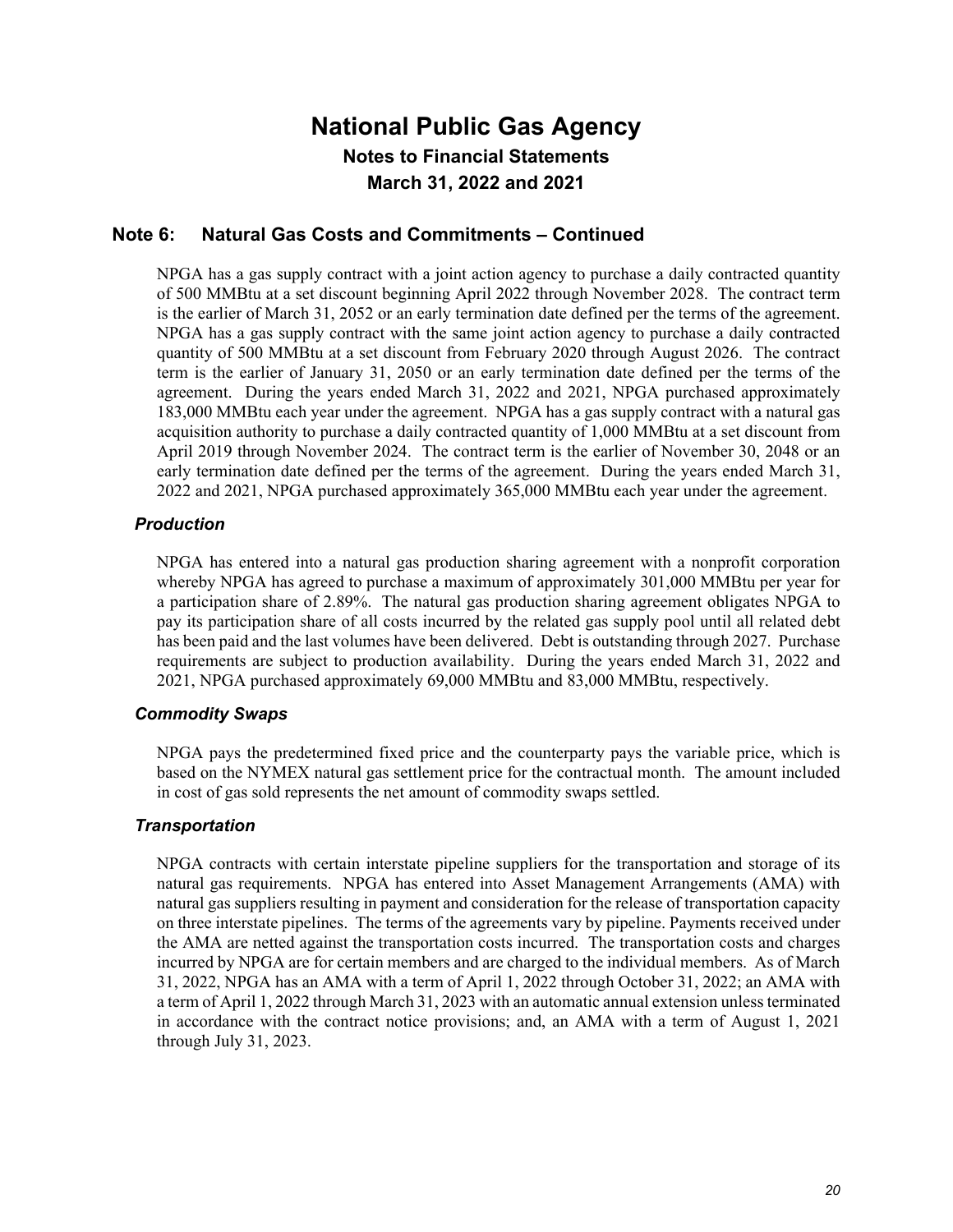## Note 6: Natural Gas Costs and Commitments – Continued

NPGA has a gas supply contract with a joint action agency to purchase a daily contracted quantity of 500 MMBtu at a set discount beginning April 2022 through November 2028. The contract term is the earlier of March 31, 2052 or an early termination date defined per the terms of the agreement. NPGA has a gas supply contract with the same joint action agency to purchase a daily contracted quantity of 500 MMBtu at a set discount from February 2020 through August 2026. The contract term is the earlier of January 31, 2050 or an early termination date defined per the terms of the agreement. During the years ended March 31, 2022 and 2021, NPGA purchased approximately 183,000 MMBtu each year under the agreement. NPGA has a gas supply contract with a natural gas acquisition authority to purchase a daily contracted quantity of 1,000 MMBtu at a set discount from April 2019 through November 2024. The contract term is the earlier of November 30, 2048 or an early termination date defined per the terms of the agreement. During the years ended March 31, 2022 and 2021, NPGA purchased approximately 365,000 MMBtu each year under the agreement.

### *Production*

NPGA has entered into a natural gas production sharing agreement with a nonprofit corporation whereby NPGA has agreed to purchase a maximum of approximately 301,000 MMBtu per year for a participation share of 2.89%. The natural gas production sharing agreement obligates NPGA to pay its participation share of all costs incurred by the related gas supply pool until all related debt has been paid and the last volumes have been delivered. Debt is outstanding through 2027. Purchase requirements are subject to production availability. During the years ended March 31, 2022 and 2021, NPGA purchased approximately 69,000 MMBtu and 83,000 MMBtu, respectively.

### *Commodity Swaps*

NPGA pays the predetermined fixed price and the counterparty pays the variable price, which is based on the NYMEX natural gas settlement price for the contractual month. The amount included in cost of gas sold represents the net amount of commodity swaps settled.

### *Transportation*

NPGA contracts with certain interstate pipeline suppliers for the transportation and storage of its natural gas requirements. NPGA has entered into Asset Management Arrangements (AMA) with natural gas suppliers resulting in payment and consideration for the release of transportation capacity on three interstate pipelines. The terms of the agreements vary by pipeline. Payments received under the AMA are netted against the transportation costs incurred. The transportation costs and charges incurred by NPGA are for certain members and are charged to the individual members. As of March 31, 2022, NPGA has an AMA with a term of April 1, 2022 through October 31, 2022; an AMA with a term of April 1, 2022 through March 31, 2023 with an automatic annual extension unless terminated in accordance with the contract notice provisions; and, an AMA with a term of August 1, 2021 through July 31, 2023.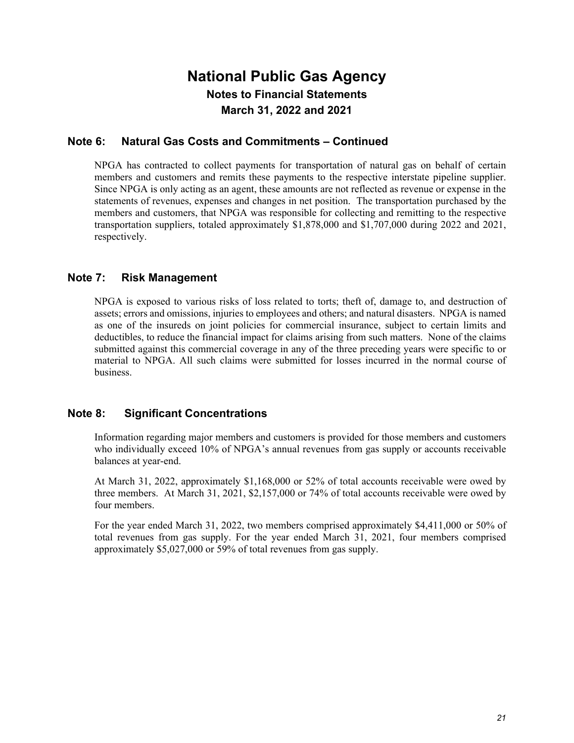# National Public Gas Agency

## Notes to Financial Statements

## March 31, 2022 and 2021

### Note 6: Natural Gas Costs and Commitments – Continued

NPGA has contracted to collect payments for transportation of natural gas on behalf of certain members and customers and remits these payments to the respective interstate pipeline supplier. Since NPGA is only acting as an agent, these amounts are not reflected as revenue or expense in the statements of revenues, expenses and changes in net position. The transportation purchased by the members and customers, that NPGA was responsible for collecting and remitting to the respective transportation suppliers, totaled approximately $1,878,000 and $1,707,000 during 2022 and 2021, respectively.

### Note 7: Risk Management

NPGA is exposed to various risks of loss related to torts; theft of, damage to, and destruction of assets; errors and omissions, injuries to employees and others; and natural disasters. NPGA is named as one of the insureds on joint policies for commercial insurance, subject to certain limits and deductibles, to reduce the financial impact for claims arising from such matters. None of the claims submitted against this commercial coverage in any of the three preceding years were specific to or material to NPGA. All such claims were submitted for losses incurred in the normal course of business.

### Note 8: Significant Concentrations

Information regarding major members and customers is provided for those members and customers who individually exceed 10% of NPGA's annual revenues from gas supply or accounts receivable balances at year-end.

At March 31, 2022, approximately $1,168,000 or 52% of total accounts receivable were owed by three members. At March 31, 2021, $2,157,000 or 74% of total accounts receivable were owed by four members.

For the year ended March 31, 2022, two members comprised approximately $4,411,000 or 50% of total revenues from gas supply. For the year ended March 31, 2021, four members comprised approximately $5,027,000 or 59% of total revenues from gas supply.